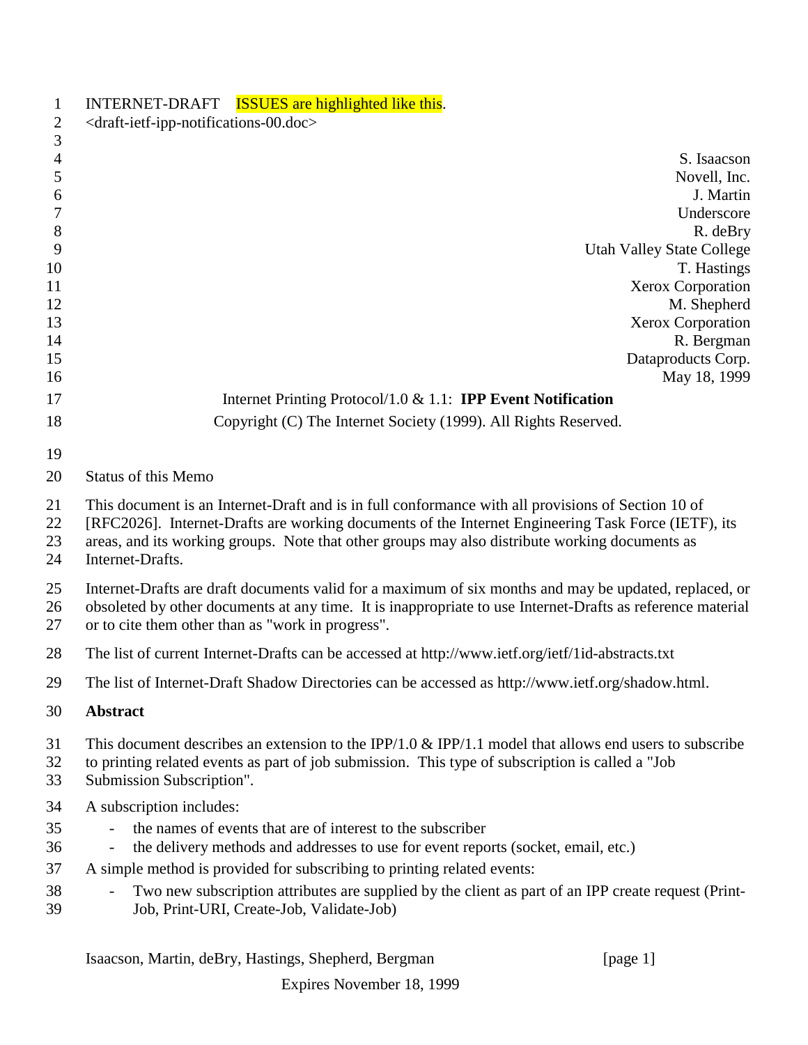INTERNET-DRAFT ISSUES are highlighted like this.
<draft-ietf-ipp-notifications-00.doc>

S. Isaacson
Novell, Inc.
J. Martin
Underscore
R. deBry
Utah Valley State College
T. Hastings
Xerox Corporation
M. Shepherd
Xerox Corporation
R. Bergman
Dataproducts Corp.
May 18, 1999

Internet Printing Protocol/1.0 & 1.1: **IPP Event Notification**

Copyright (C) The Internet Society (1999). All Rights Reserved.

Status of this Memo

This document is an Internet-Draft and is in full conformance with all provisions of Section 10 of [RFC2026]. Internet-Drafts are working documents of the Internet Engineering Task Force (IETF), its areas, and its working groups. Note that other groups may also distribute working documents as Internet-Drafts.

Internet-Drafts are draft documents valid for a maximum of six months and may be updated, replaced, or obsoleted by other documents at any time. It is inappropriate to use Internet-Drafts as reference material or to cite them other than as "work in progress".

The list of current Internet-Drafts can be accessed at http://www.ietf.org/ietf/1id-abstracts.txt

The list of Internet-Draft Shadow Directories can be accessed as http://www.ietf.org/shadow.html.

**Abstract**

This document describes an extension to the IPP/1.0 & IPP/1.1 model that allows end users to subscribe to printing related events as part of job submission. This type of subscription is called a "Job Submission Subscription".

A subscription includes:

- the names of events that are of interest to the subscriber
- the delivery methods and addresses to use for event reports (socket, email, etc.)

A simple method is provided for subscribing to printing related events:

- Two new subscription attributes are supplied by the client as part of an IPP create request (Print-Job, Print-URI, Create-Job, Validate-Job)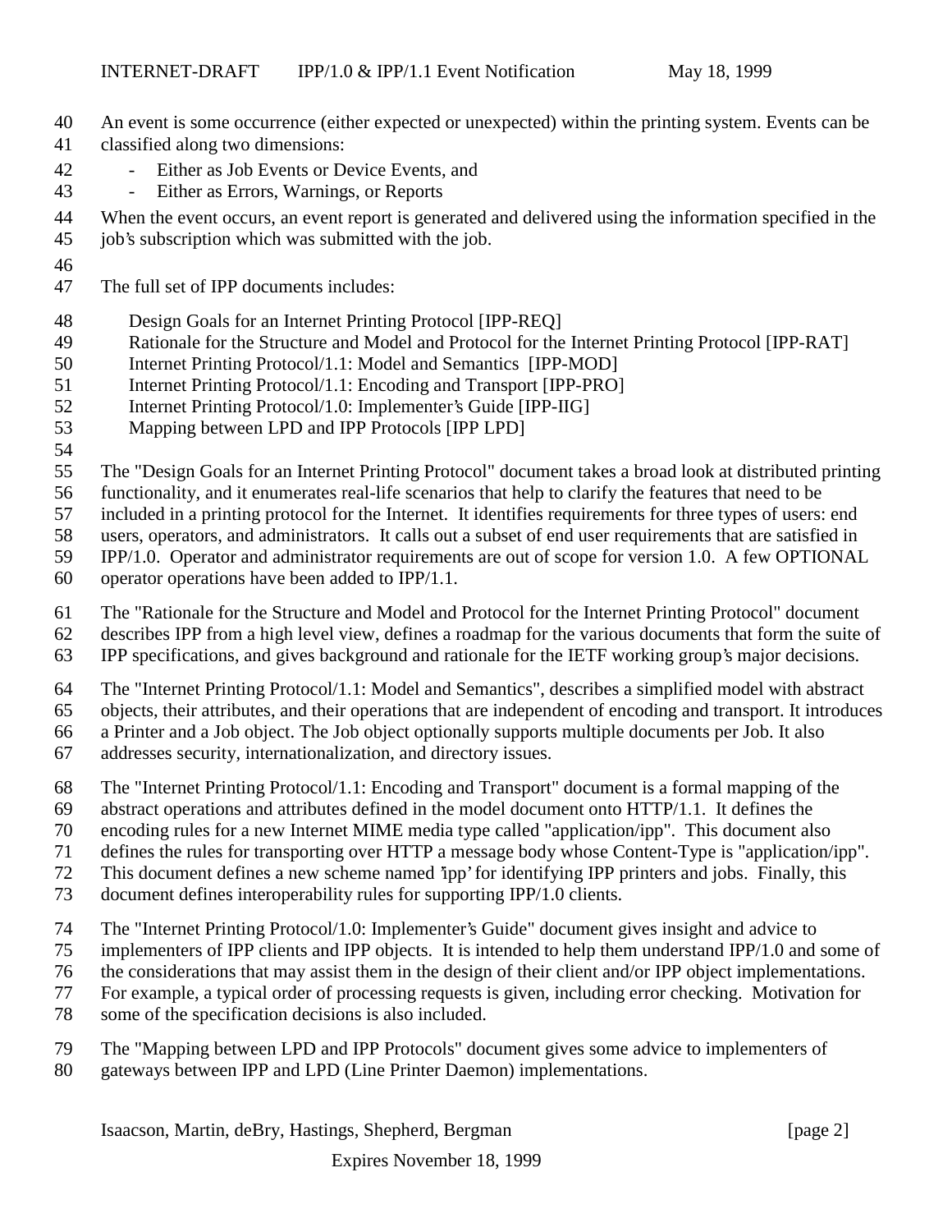An event is some occurrence (either expected or unexpected) within the printing system. Events can be classified along two dimensions:

- Either as Job Events or Device Events, and
- Either as Errors, Warnings, or Reports

When the event occurs, an event report is generated and delivered using the information specified in the job's subscription which was submitted with the job.

The full set of IPP documents includes:

Design Goals for an Internet Printing Protocol [IPP-REQ]
Rationale for the Structure and Model and Protocol for the Internet Printing Protocol [IPP-RAT]
Internet Printing Protocol/1.1: Model and Semantics [IPP-MOD]
Internet Printing Protocol/1.1: Encoding and Transport [IPP-PRO]
Internet Printing Protocol/1.0: Implementer's Guide [IPP-IIG]
Mapping between LPD and IPP Protocols [IPP LPD]

The "Design Goals for an Internet Printing Protocol" document takes a broad look at distributed printing functionality, and it enumerates real-life scenarios that help to clarify the features that need to be included in a printing protocol for the Internet. It identifies requirements for three types of users: end users, operators, and administrators. It calls out a subset of end user requirements that are satisfied in IPP/1.0. Operator and administrator requirements are out of scope for version 1.0. A few OPTIONAL operator operations have been added to IPP/1.1.

The "Rationale for the Structure and Model and Protocol for the Internet Printing Protocol" document describes IPP from a high level view, defines a roadmap for the various documents that form the suite of IPP specifications, and gives background and rationale for the IETF working group's major decisions.

The "Internet Printing Protocol/1.1: Model and Semantics", describes a simplified model with abstract objects, their attributes, and their operations that are independent of encoding and transport. It introduces a Printer and a Job object. The Job object optionally supports multiple documents per Job. It also addresses security, internationalization, and directory issues.

The "Internet Printing Protocol/1.1: Encoding and Transport" document is a formal mapping of the abstract operations and attributes defined in the model document onto HTTP/1.1. It defines the encoding rules for a new Internet MIME media type called "application/ipp". This document also defines the rules for transporting over HTTP a message body whose Content-Type is "application/ipp". This document defines a new scheme named 'ipp' for identifying IPP printers and jobs. Finally, this document defines interoperability rules for supporting IPP/1.0 clients.

The "Internet Printing Protocol/1.0: Implementer's Guide" document gives insight and advice to implementers of IPP clients and IPP objects. It is intended to help them understand IPP/1.0 and some of the considerations that may assist them in the design of their client and/or IPP object implementations. For example, a typical order of processing requests is given, including error checking. Motivation for some of the specification decisions is also included.

The "Mapping between LPD and IPP Protocols" document gives some advice to implementers of gateways between IPP and LPD (Line Printer Daemon) implementations.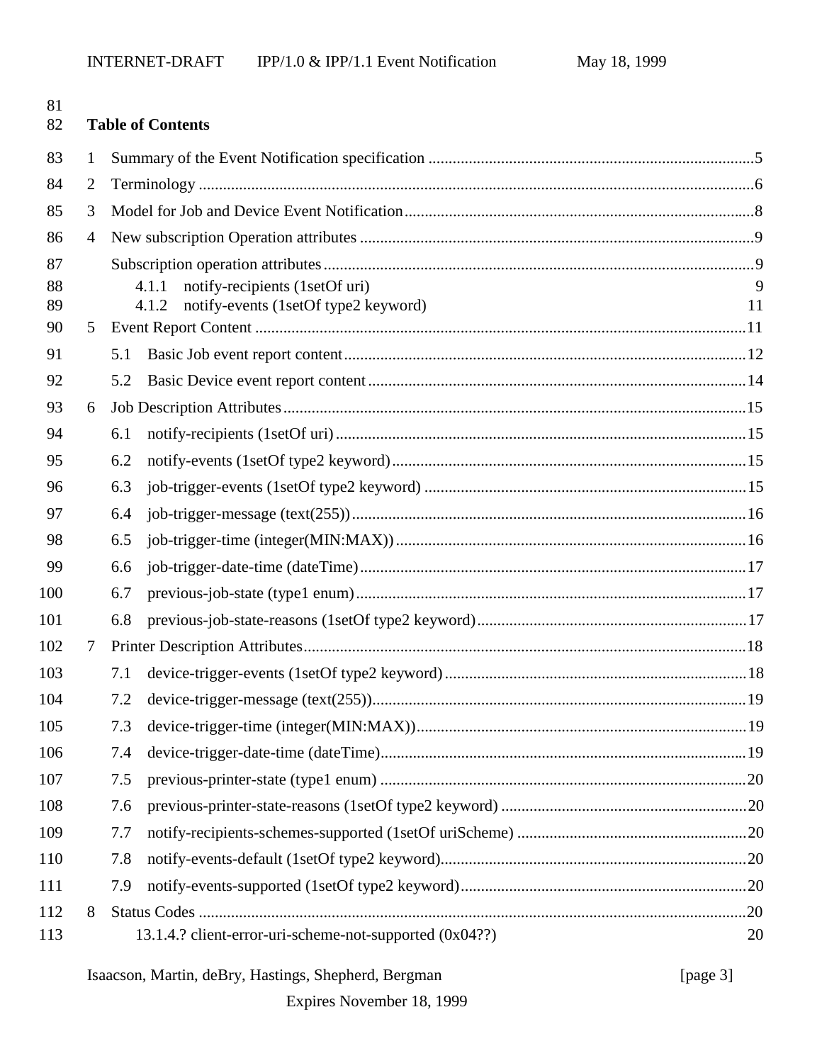## Table of Contents

1 Summary of the Event Notification specification ....5
2 Terminology ....6
3 Model for Job and Device Event Notification....8
4 New subscription Operation attributes ....9
  Subscription operation attributes....9
    4.1.1 notify-recipients (1setOf uri) 9
    4.1.2 notify-events (1setOf type2 keyword) 11
5 Event Report Content ....11
  5.1 Basic Job event report content....12
  5.2 Basic Device event report content....14
6 Job Description Attributes....15
  6.1 notify-recipients (1setOf uri)....15
  6.2 notify-events (1setOf type2 keyword)....15
  6.3 job-trigger-events (1setOf type2 keyword) ....15
  6.4 job-trigger-message (text(255))....16
  6.5 job-trigger-time (integer(MIN:MAX))....16
  6.6 job-trigger-date-time (dateTime)....17
  6.7 previous-job-state (type1 enum)....17
  6.8 previous-job-state-reasons (1setOf type2 keyword)....17
7 Printer Description Attributes....18
  7.1 device-trigger-events (1setOf type2 keyword)....18
  7.2 device-trigger-message (text(255))....19
  7.3 device-trigger-time (integer(MIN:MAX))....19
  7.4 device-trigger-date-time (dateTime)....19
  7.5 previous-printer-state (type1 enum) ....20
  7.6 previous-printer-state-reasons (1setOf type2 keyword) ....20
  7.7 notify-recipients-schemes-supported (1setOf uriScheme) ....20
  7.8 notify-events-default (1setOf type2 keyword)....20
  7.9 notify-events-supported (1setOf type2 keyword)....20
8 Status Codes ....20
    13.1.4.? client-error-uri-scheme-not-supported (0x04??) 20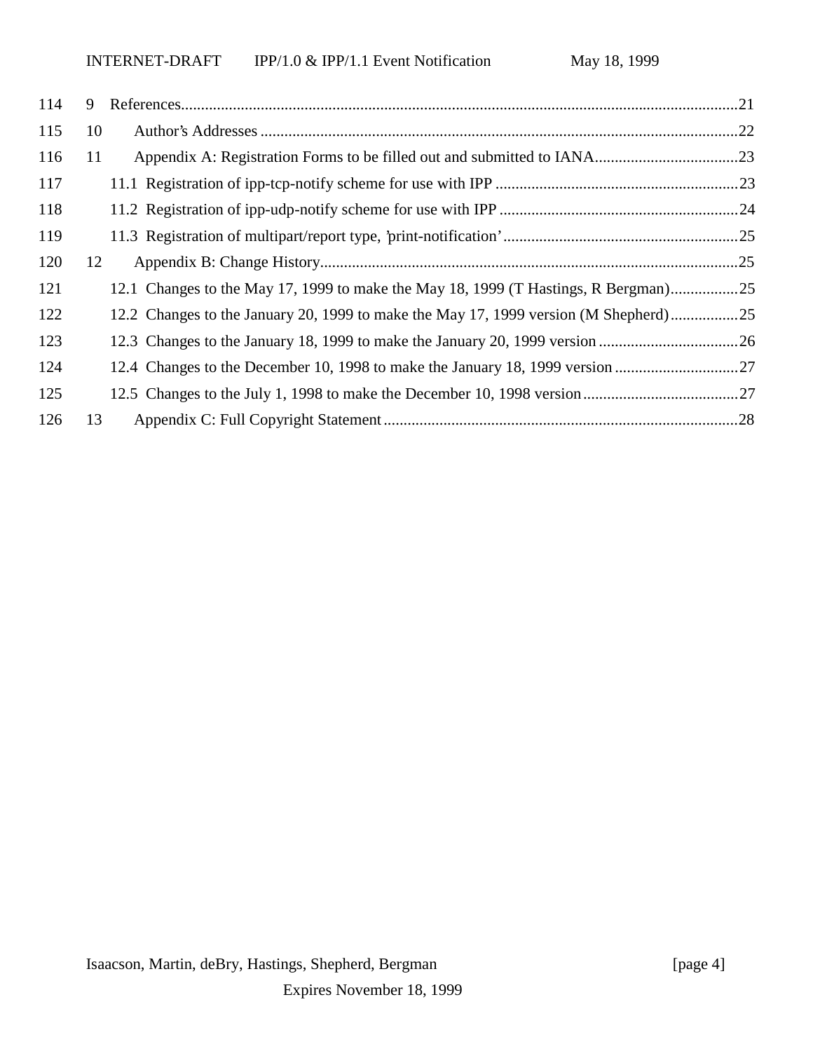9 References.............................................................................................................................................21
10 Author's Addresses ..........................................................................................................................22
11 Appendix A: Registration Forms to be filled out and submitted to IANA....................................23
11.1 Registration of ipp-tcp-notify scheme for use with IPP .............................................................23
11.2 Registration of ipp-udp-notify scheme for use with IPP ............................................................24
11.3 Registration of multipart/report type, 'print-notification' ...........................................................25
12 Appendix B: Change History..........................................................................................................25
12.1 Changes to the May 17, 1999 to make the May 18, 1999 (T Hastings, R Bergman).................25
12.2 Changes to the January 20, 1999 to make the May 17, 1999 version (M Shepherd).................25
12.3 Changes to the January 18, 1999 to make the January 20, 1999 version ...................................26
12.4 Changes to the December 10, 1998 to make the January 18, 1999 version ...............................27
12.5 Changes to the July 1, 1998 to make the December 10, 1998 version.......................................27
13 Appendix C: Full Copyright Statement..........................................................................................28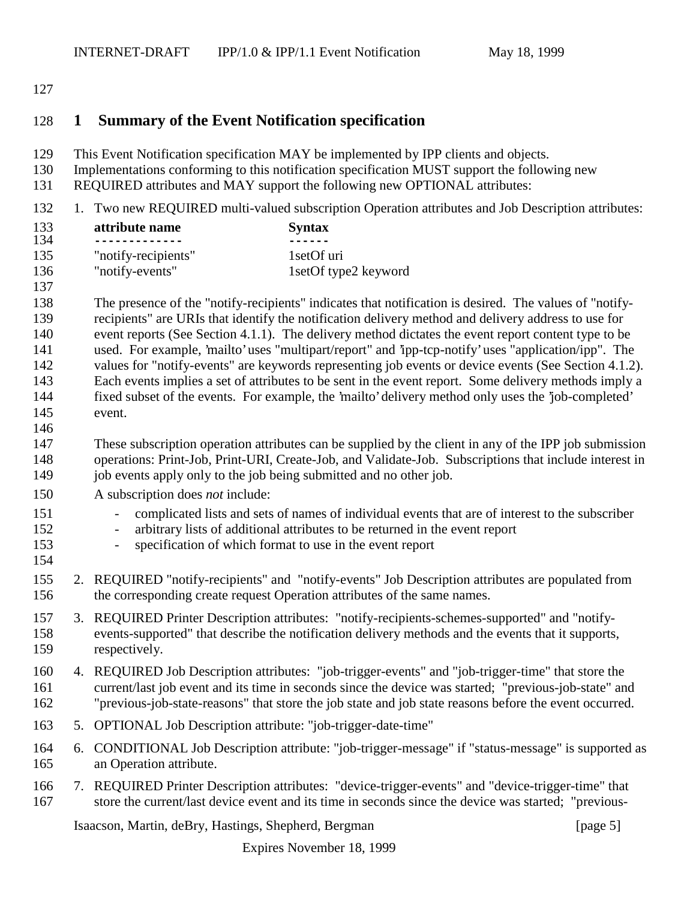# 1 Summary of the Event Notification specification

This Event Notification specification MAY be implemented by IPP clients and objects. Implementations conforming to this notification specification MUST support the following new REQUIRED attributes and MAY support the following new OPTIONAL attributes:

1. Two new REQUIRED multi-valued subscription Operation attributes and Job Description attributes:

   | attribute name | Syntax |
   |---|---|
   | "notify-recipients" | 1setOf uri |
   | "notify-events" | 1setOf type2 keyword |

   The presence of the "notify-recipients" indicates that notification is desired. The values of "notify-recipients" are URIs that identify the notification delivery method and delivery address to use for event reports (See Section 4.1.1). The delivery method dictates the event report content type to be used. For example, 'mailto' uses "multipart/report" and 'ipp-tcp-notify' uses "application/ipp". The values for "notify-events" are keywords representing job events or device events (See Section 4.1.2). Each events implies a set of attributes to be sent in the event report. Some delivery methods imply a fixed subset of the events. For example, the 'mailto' delivery method only uses the 'job-completed' event.

   These subscription operation attributes can be supplied by the client in any of the IPP job submission operations: Print-Job, Print-URI, Create-Job, and Validate-Job. Subscriptions that include interest in job events apply only to the job being submitted and no other job.

   A subscription does *not* include:

   - complicated lists and sets of names of individual events that are of interest to the subscriber
   - arbitrary lists of additional attributes to be returned in the event report
   - specification of which format to use in the event report

2. REQUIRED "notify-recipients" and "notify-events" Job Description attributes are populated from the corresponding create request Operation attributes of the same names.
3. REQUIRED Printer Description attributes: "notify-recipients-schemes-supported" and "notify-events-supported" that describe the notification delivery methods and the events that it supports, respectively.
4. REQUIRED Job Description attributes: "job-trigger-events" and "job-trigger-time" that store the current/last job event and its time in seconds since the device was started; "previous-job-state" and "previous-job-state-reasons" that store the job state and job state reasons before the event occurred.
5. OPTIONAL Job Description attribute: "job-trigger-date-time"
6. CONDITIONAL Job Description attribute: "job-trigger-message" if "status-message" is supported as an Operation attribute.
7. REQUIRED Printer Description attributes: "device-trigger-events" and "device-trigger-time" that store the current/last device event and its time in seconds since the device was started; "previous-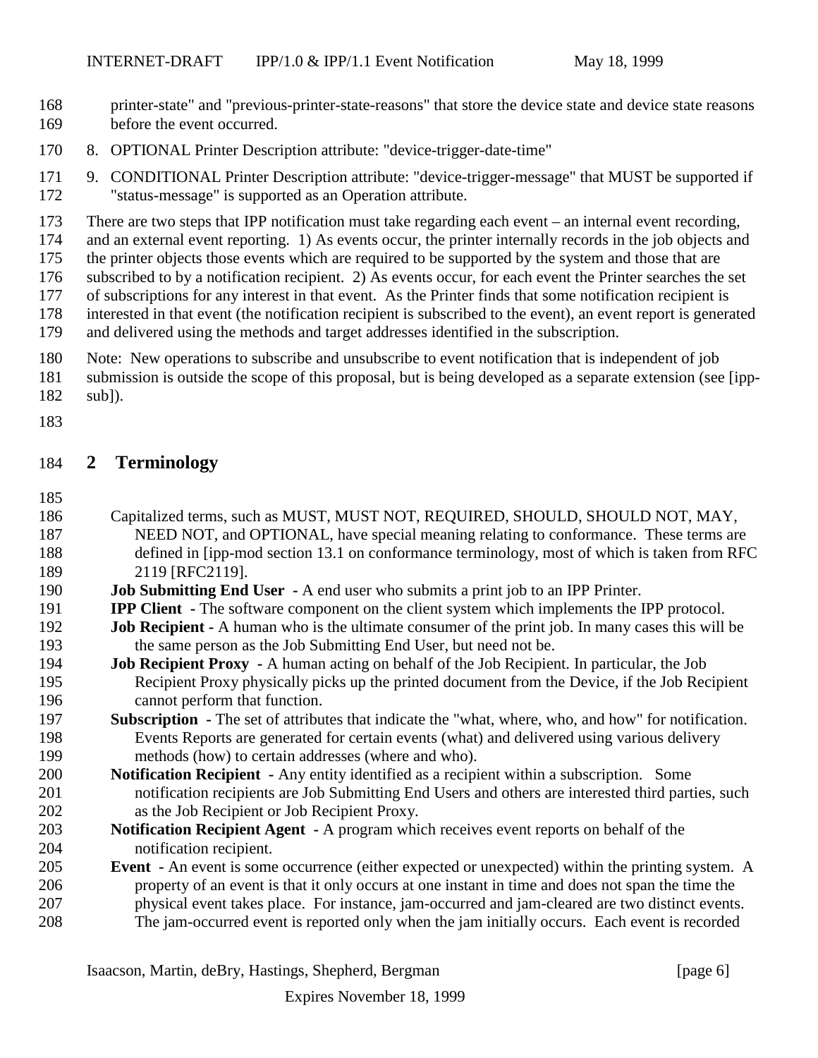printer-state" and "previous-printer-state-reasons" that store the device state and device state reasons before the event occurred.

8. OPTIONAL Printer Description attribute: "device-trigger-date-time"
9. CONDITIONAL Printer Description attribute: "device-trigger-message" that MUST be supported if "status-message" is supported as an Operation attribute.

There are two steps that IPP notification must take regarding each event – an internal event recording, and an external event reporting. 1) As events occur, the printer internally records in the job objects and the printer objects those events which are required to be supported by the system and those that are subscribed to by a notification recipient. 2) As events occur, for each event the Printer searches the set of subscriptions for any interest in that event. As the Printer finds that some notification recipient is interested in that event (the notification recipient is subscribed to the event), an event report is generated and delivered using the methods and target addresses identified in the subscription.

Note: New operations to subscribe and unsubscribe to event notification that is independent of job submission is outside the scope of this proposal, but is being developed as a separate extension (see [ipp-sub]).

## 2 Terminology

Capitalized terms, such as MUST, MUST NOT, REQUIRED, SHOULD, SHOULD NOT, MAY, NEED NOT, and OPTIONAL, have special meaning relating to conformance. These terms are defined in [ipp-mod section 13.1 on conformance terminology, most of which is taken from RFC 2119 [RFC2119].

**Job Submitting End User** - A end user who submits a print job to an IPP Printer.

**IPP Client** - The software component on the client system which implements the IPP protocol.

**Job Recipient** - A human who is the ultimate consumer of the print job. In many cases this will be the same person as the Job Submitting End User, but need not be.

**Job Recipient Proxy** - A human acting on behalf of the Job Recipient. In particular, the Job Recipient Proxy physically picks up the printed document from the Device, if the Job Recipient cannot perform that function.

**Subscription** - The set of attributes that indicate the "what, where, who, and how" for notification. Events Reports are generated for certain events (what) and delivered using various delivery methods (how) to certain addresses (where and who).

**Notification Recipient** - Any entity identified as a recipient within a subscription. Some notification recipients are Job Submitting End Users and others are interested third parties, such as the Job Recipient or Job Recipient Proxy.

**Notification Recipient Agent** - A program which receives event reports on behalf of the notification recipient.

**Event** - An event is some occurrence (either expected or unexpected) within the printing system. A property of an event is that it only occurs at one instant in time and does not span the time the physical event takes place. For instance, jam-occurred and jam-cleared are two distinct events. The jam-occurred event is reported only when the jam initially occurs. Each event is recorded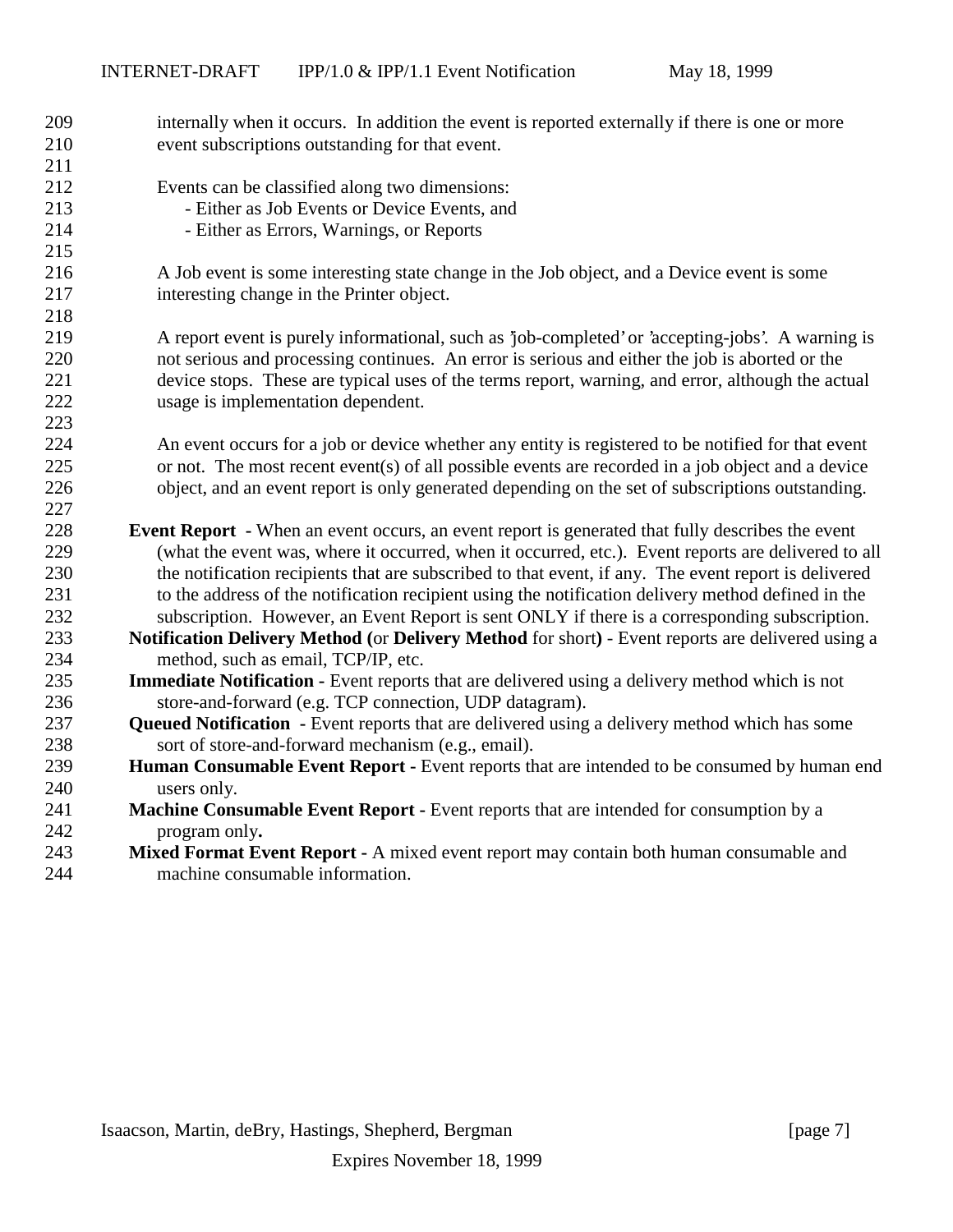internally when it occurs. In addition the event is reported externally if there is one or more event subscriptions outstanding for that event.

Events can be classified along two dimensions:

- Either as Job Events or Device Events, and
- Either as Errors, Warnings, or Reports

A Job event is some interesting state change in the Job object, and a Device event is some interesting change in the Printer object.

A report event is purely informational, such as 'job-completed' or 'accepting-jobs'. A warning is not serious and processing continues. An error is serious and either the job is aborted or the device stops. These are typical uses of the terms report, warning, and error, although the actual usage is implementation dependent.

An event occurs for a job or device whether any entity is registered to be notified for that event or not. The most recent event(s) of all possible events are recorded in a job object and a device object, and an event report is only generated depending on the set of subscriptions outstanding.

**Event Report** - When an event occurs, an event report is generated that fully describes the event (what the event was, where it occurred, when it occurred, etc.). Event reports are delivered to all the notification recipients that are subscribed to that event, if any. The event report is delivered to the address of the notification recipient using the notification delivery method defined in the subscription. However, an Event Report is sent ONLY if there is a corresponding subscription.

**Notification Delivery Method (**or **Delivery Method** for short**)** - Event reports are delivered using a method, such as email, TCP/IP, etc.

**Immediate Notification** - Event reports that are delivered using a delivery method which is not store-and-forward (e.g. TCP connection, UDP datagram).

**Queued Notification** - Event reports that are delivered using a delivery method which has some sort of store-and-forward mechanism (e.g., email).

**Human Consumable Event Report** - Event reports that are intended to be consumed by human end users only.

**Machine Consumable Event Report** - Event reports that are intended for consumption by a program only**.**

**Mixed Format Event Report** - A mixed event report may contain both human consumable and machine consumable information.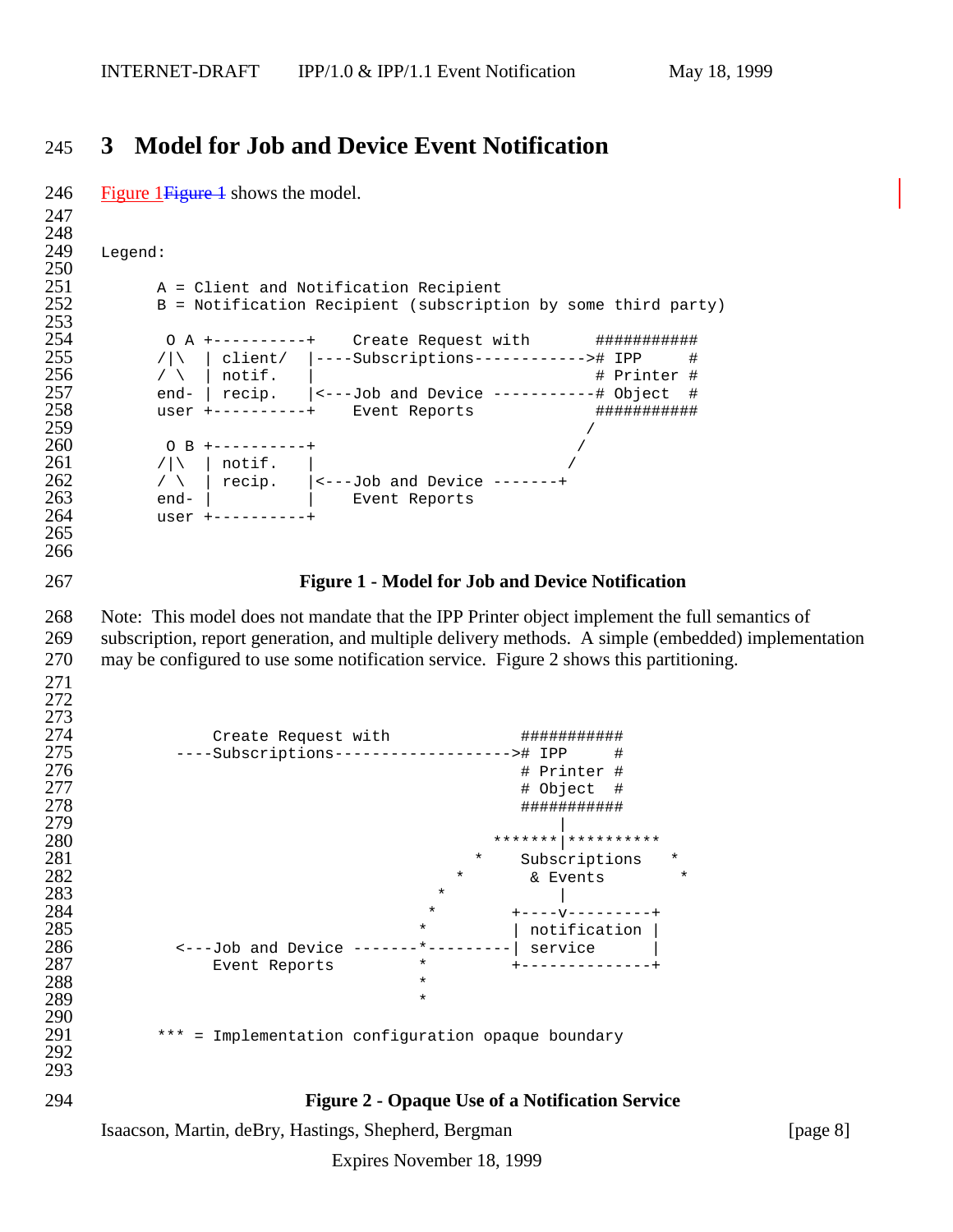# 3 Model for Job and Device Event Notification

Figure 1Figure 1 shows the model.

```
Legend:

      A = Client and Notification Recipient
      B = Notification Recipient (subscription by some third party)

       O A +----------+    Create Request with       ###########
      /|\  | client/  |----Subscriptions------------># IPP     #
      / \  | notif.   |                             # Printer #
      end- | recip.   |<---Job and Device -----------# Object  #
      user +----------+    Event Reports             ###########
                                                     /
       O B +----------+                             /
      /|\  | notif.   |                            /
      / \  | recip.   |<---Job and Device -------+
      end- |          |    Event Reports
      user +----------+
```

**Figure 1 - Model for Job and Device Notification**

Note: This model does not mandate that the IPP Printer object implement the full semantics of subscription, report generation, and multiple delivery methods. A simple (embedded) implementation may be configured to use some notification service. Figure 2 shows this partitioning.

```
           Create Request with              ###########
       ----Subscriptions-------------------># IPP     #
                                            # Printer #
                                            # Object  #
                                            ###########
                                                 |
                                         *******|**********
                                        *    Subscriptions   *
                                      *       & Events        *
                                    *            |
                                   *         +----v---------+
                                  *          | notification |
       <---Job and Device -------*---------| service      |
           Event Reports          *          +--------------+
                                  *
                                  *

      *** = Implementation configuration opaque boundary
```

**Figure 2 - Opaque Use of a Notification Service**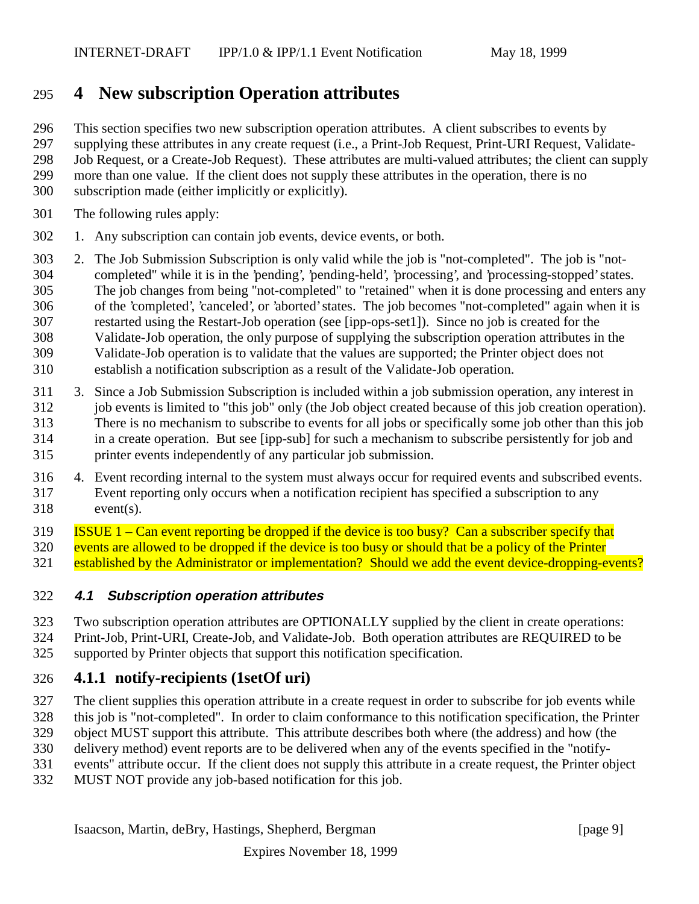# 4 New subscription Operation attributes

This section specifies two new subscription operation attributes. A client subscribes to events by supplying these attributes in any create request (i.e., a Print-Job Request, Print-URI Request, Validate-Job Request, or a Create-Job Request). These attributes are multi-valued attributes; the client can supply more than one value. If the client does not supply these attributes in the operation, there is no subscription made (either implicitly or explicitly).

The following rules apply:

1. Any subscription can contain job events, device events, or both.
2. The Job Submission Subscription is only valid while the job is "not-completed". The job is "not-completed" while it is in the 'pending', 'pending-held', 'processing', and 'processing-stopped' states. The job changes from being "not-completed" to "retained" when it is done processing and enters any of the 'completed', 'canceled', or 'aborted' states. The job becomes "not-completed" again when it is restarted using the Restart-Job operation (see [ipp-ops-set1]). Since no job is created for the Validate-Job operation, the only purpose of supplying the subscription operation attributes in the Validate-Job operation is to validate that the values are supported; the Printer object does not establish a notification subscription as a result of the Validate-Job operation.
3. Since a Job Submission Subscription is included within a job submission operation, any interest in job events is limited to "this job" only (the Job object created because of this job creation operation). There is no mechanism to subscribe to events for all jobs or specifically some job other than this job in a create operation. But see [ipp-sub] for such a mechanism to subscribe persistently for job and printer events independently of any particular job submission.
4. Event recording internal to the system must always occur for required events and subscribed events. Event reporting only occurs when a notification recipient has specified a subscription to any event(s).

ISSUE 1 – Can event reporting be dropped if the device is too busy? Can a subscriber specify that events are allowed to be dropped if the device is too busy or should that be a policy of the Printer established by the Administrator or implementation? Should we add the event device-dropping-events?

## 4.1 Subscription operation attributes

Two subscription operation attributes are OPTIONALLY supplied by the client in create operations: Print-Job, Print-URI, Create-Job, and Validate-Job. Both operation attributes are REQUIRED to be supported by Printer objects that support this notification specification.

### 4.1.1 notify-recipients (1setOf uri)

The client supplies this operation attribute in a create request in order to subscribe for job events while this job is "not-completed". In order to claim conformance to this notification specification, the Printer object MUST support this attribute. This attribute describes both where (the address) and how (the delivery method) event reports are to be delivered when any of the events specified in the "notify-events" attribute occur. If the client does not supply this attribute in a create request, the Printer object MUST NOT provide any job-based notification for this job.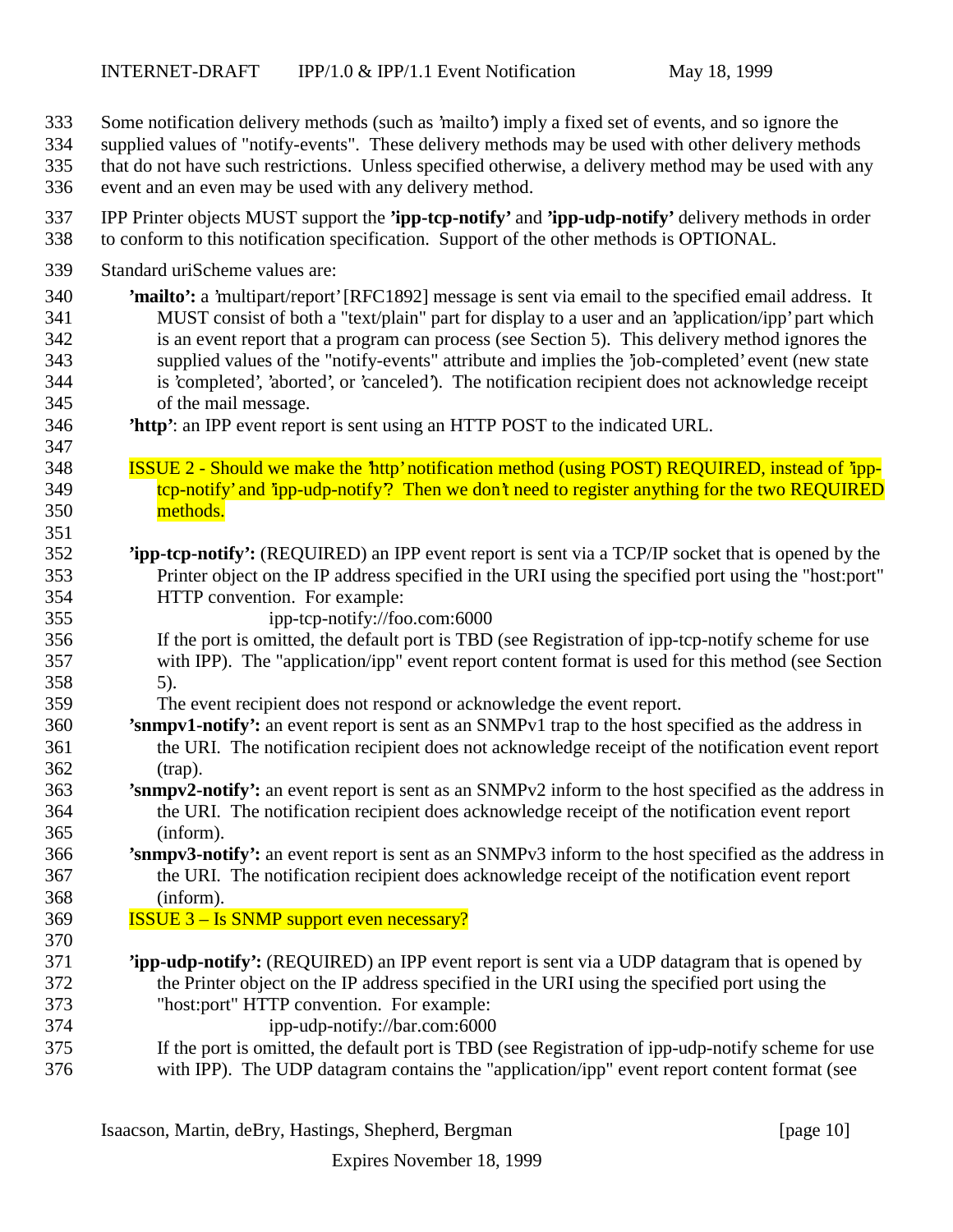Some notification delivery methods (such as 'mailto') imply a fixed set of events, and so ignore the supplied values of "notify-events". These delivery methods may be used with other delivery methods that do not have such restrictions. Unless specified otherwise, a delivery method may be used with any event and an even may be used with any delivery method.

IPP Printer objects MUST support the **'ipp-tcp-notify'** and **'ipp-udp-notify'** delivery methods in order to conform to this notification specification. Support of the other methods is OPTIONAL.

Standard uriScheme values are:

**'mailto':** a 'multipart/report' [RFC1892] message is sent via email to the specified email address. It MUST consist of both a "text/plain" part for display to a user and an 'application/ipp' part which is an event report that a program can process (see Section 5). This delivery method ignores the supplied values of the "notify-events" attribute and implies the 'job-completed' event (new state is 'completed', 'aborted', or 'canceled'). The notification recipient does not acknowledge receipt of the mail message.

**'http'**: an IPP event report is sent using an HTTP POST to the indicated URL.

ISSUE 2 - Should we make the 'http' notification method (using POST) REQUIRED, instead of 'ipp-tcp-notify' and 'ipp-udp-notify'? Then we don't need to register anything for the two REQUIRED methods.

**'ipp-tcp-notify':** (REQUIRED) an IPP event report is sent via a TCP/IP socket that is opened by the Printer object on the IP address specified in the URI using the specified port using the "host:port" HTTP convention. For example:

ipp-tcp-notify://foo.com:6000

If the port is omitted, the default port is TBD (see Registration of ipp-tcp-notify scheme for use with IPP). The "application/ipp" event report content format is used for this method (see Section 5).

The event recipient does not respond or acknowledge the event report.

**'snmpv1-notify':** an event report is sent as an SNMPv1 trap to the host specified as the address in the URI. The notification recipient does not acknowledge receipt of the notification event report (trap).

**'snmpv2-notify':** an event report is sent as an SNMPv2 inform to the host specified as the address in the URI. The notification recipient does acknowledge receipt of the notification event report (inform).

**'snmpv3-notify':** an event report is sent as an SNMPv3 inform to the host specified as the address in the URI. The notification recipient does acknowledge receipt of the notification event report (inform).

ISSUE 3 – Is SNMP support even necessary?

**'ipp-udp-notify':** (REQUIRED) an IPP event report is sent via a UDP datagram that is opened by the Printer object on the IP address specified in the URI using the specified port using the "host:port" HTTP convention. For example:

ipp-udp-notify://bar.com:6000

If the port is omitted, the default port is TBD (see Registration of ipp-udp-notify scheme for use with IPP). The UDP datagram contains the "application/ipp" event report content format (see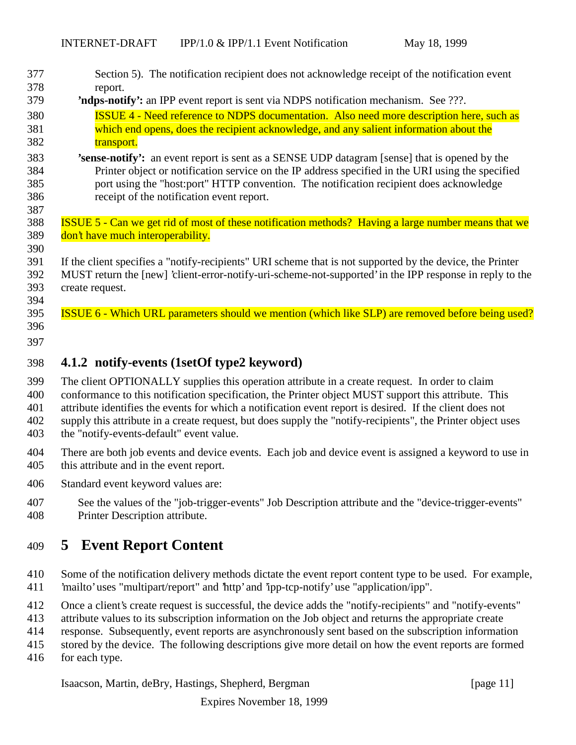Section 5). The notification recipient does not acknowledge receipt of the notification event report.

**'ndps-notify':** an IPP event report is sent via NDPS notification mechanism. See ???.

ISSUE 4 - Need reference to NDPS documentation. Also need more description here, such as which end opens, does the recipient acknowledge, and any salient information about the transport.

**'sense-notify':** an event report is sent as a SENSE UDP datagram [sense] that is opened by the Printer object or notification service on the IP address specified in the URI using the specified port using the "host:port" HTTP convention. The notification recipient does acknowledge receipt of the notification event report.

ISSUE 5 - Can we get rid of most of these notification methods? Having a large number means that we don't have much interoperability.

If the client specifies a "notify-recipients" URI scheme that is not supported by the device, the Printer MUST return the [new] 'client-error-notify-uri-scheme-not-supported' in the IPP response in reply to the create request.

ISSUE 6 - Which URL parameters should we mention (which like SLP) are removed before being used?

### 4.1.2 notify-events (1setOf type2 keyword)

The client OPTIONALLY supplies this operation attribute in a create request. In order to claim conformance to this notification specification, the Printer object MUST support this attribute. This attribute identifies the events for which a notification event report is desired. If the client does not supply this attribute in a create request, but does supply the "notify-recipients", the Printer object uses the "notify-events-default" event value.

There are both job events and device events. Each job and device event is assigned a keyword to use in this attribute and in the event report.

Standard event keyword values are:

See the values of the "job-trigger-events" Job Description attribute and the "device-trigger-events" Printer Description attribute.

# 5 Event Report Content

Some of the notification delivery methods dictate the event report content type to be used. For example, 'mailto' uses "multipart/report" and 'http' and 'ipp-tcp-notify' use "application/ipp".

Once a client's create request is successful, the device adds the "notify-recipients" and "notify-events" attribute values to its subscription information on the Job object and returns the appropriate create response. Subsequently, event reports are asynchronously sent based on the subscription information stored by the device. The following descriptions give more detail on how the event reports are formed for each type.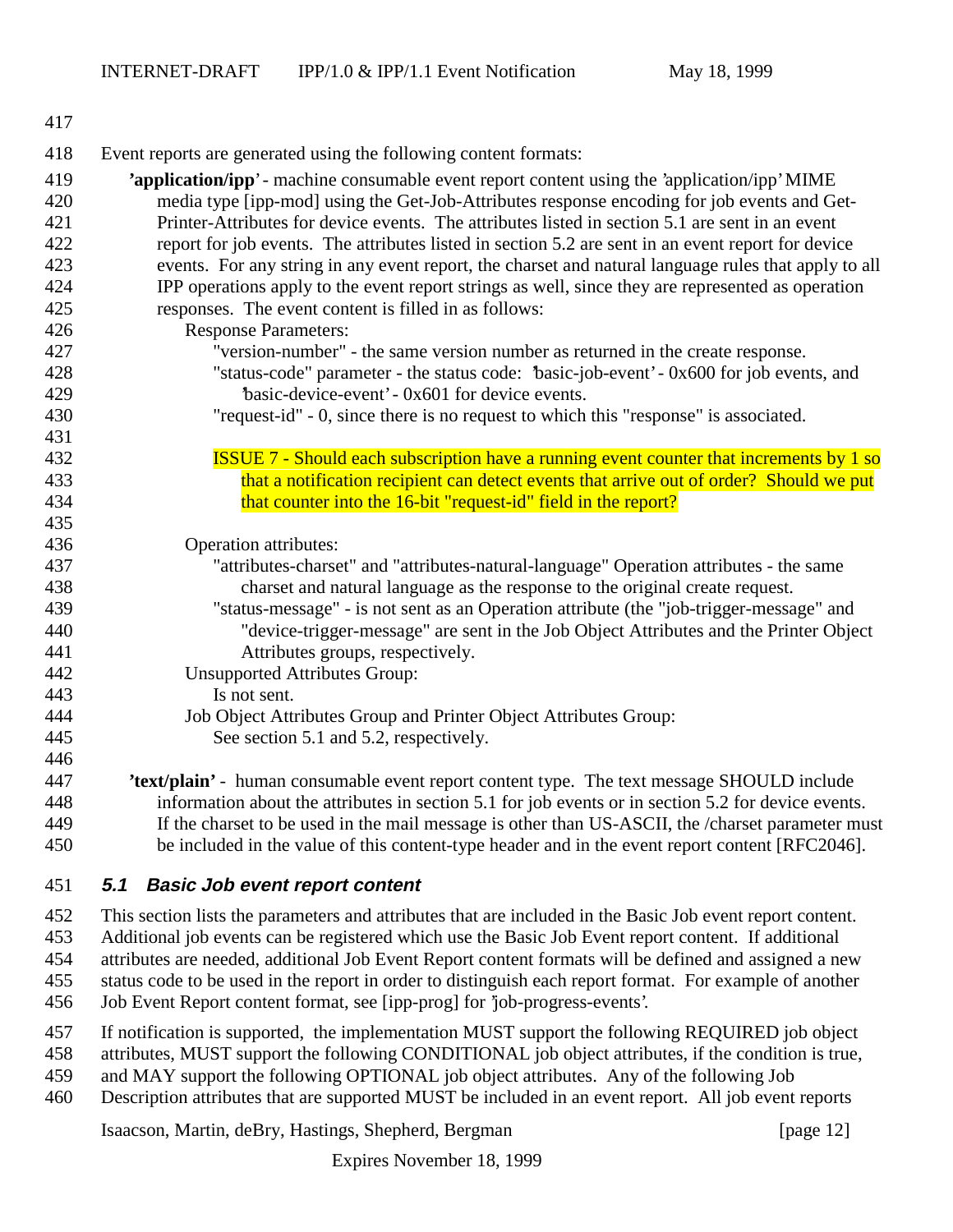Event reports are generated using the following content formats:

**'application/ipp'** - machine consumable event report content using the 'application/ipp' MIME media type [ipp-mod] using the Get-Job-Attributes response encoding for job events and Get-Printer-Attributes for device events. The attributes listed in section 5.1 are sent in an event report for job events. The attributes listed in section 5.2 are sent in an event report for device events. For any string in any event report, the charset and natural language rules that apply to all IPP operations apply to the event report strings as well, since they are represented as operation responses. The event content is filled in as follows:

Response Parameters:

"version-number" - the same version number as returned in the create response.

"status-code" parameter - the status code: 'basic-job-event' - 0x600 for job events, and 'basic-device-event' - 0x601 for device events.

"request-id" - 0, since there is no request to which this "response" is associated.

ISSUE 7 - Should each subscription have a running event counter that increments by 1 so that a notification recipient can detect events that arrive out of order? Should we put that counter into the 16-bit "request-id" field in the report?

Operation attributes:

"attributes-charset" and "attributes-natural-language" Operation attributes - the same charset and natural language as the response to the original create request.

"status-message" - is not sent as an Operation attribute (the "job-trigger-message" and "device-trigger-message" are sent in the Job Object Attributes and the Printer Object Attributes groups, respectively.

Unsupported Attributes Group:

Is not sent.

Job Object Attributes Group and Printer Object Attributes Group:

See section 5.1 and 5.2, respectively.

**'text/plain'** - human consumable event report content type. The text message SHOULD include information about the attributes in section 5.1 for job events or in section 5.2 for device events. If the charset to be used in the mail message is other than US-ASCII, the /charset parameter must be included in the value of this content-type header and in the event report content [RFC2046].

## 5.1 Basic Job event report content

This section lists the parameters and attributes that are included in the Basic Job event report content. Additional job events can be registered which use the Basic Job Event report content. If additional attributes are needed, additional Job Event Report content formats will be defined and assigned a new status code to be used in the report in order to distinguish each report format. For example of another Job Event Report content format, see [ipp-prog] for 'job-progress-events'.

If notification is supported, the implementation MUST support the following REQUIRED job object attributes, MUST support the following CONDITIONAL job object attributes, if the condition is true, and MAY support the following OPTIONAL job object attributes. Any of the following Job Description attributes that are supported MUST be included in an event report. All job event reports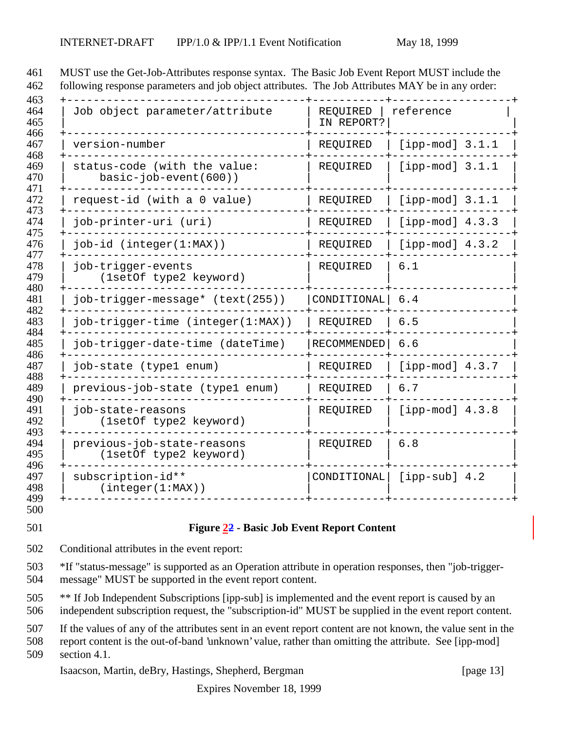MUST use the Get-Job-Attributes response syntax. The Basic Job Event Report MUST include the following response parameters and job object attributes. The Job Attributes MAY be in any order:

| Job object parameter/attribute | REQUIRED IN REPORT? | reference |
|---|---|---|
| version-number | REQUIRED | [ipp-mod] 3.1.1 |
| status-code (with the value: basic-job-event(600)) | REQUIRED | [ipp-mod] 3.1.1 |
| request-id (with a 0 value) | REQUIRED | [ipp-mod] 3.1.1 |
| job-printer-uri (uri) | REQUIRED | [ipp-mod] 4.3.3 |
| job-id (integer(1:MAX)) | REQUIRED | [ipp-mod] 4.3.2 |
| job-trigger-events (1setOf type2 keyword) | REQUIRED | 6.1 |
| job-trigger-message* (text(255)) | CONDITIONAL | 6.4 |
| job-trigger-time (integer(1:MAX)) | REQUIRED | 6.5 |
| job-trigger-date-time (dateTime) | RECOMMENDED | 6.6 |
| job-state (type1 enum) | REQUIRED | [ipp-mod] 4.3.7 |
| previous-job-state (type1 enum) | REQUIRED | 6.7 |
| job-state-reasons (1setOf type2 keyword) | REQUIRED | [ipp-mod] 4.3.8 |
| previous-job-state-reasons (1setOf type2 keyword) | REQUIRED | 6.8 |
| subscription-id** (integer(1:MAX)) | CONDITIONAL | [ipp-sub] 4.2 |

**Figure 22 - Basic Job Event Report Content**

Conditional attributes in the event report:

*If "status-message" is supported as an Operation attribute in operation responses, then "job-trigger-message" MUST be supported in the event report content.

** If Job Independent Subscriptions [ipp-sub] is implemented and the event report is caused by an independent subscription request, the "subscription-id" MUST be supplied in the event report content.

If the values of any of the attributes sent in an event report content are not known, the value sent in the report content is the out-of-band 'unknown' value, rather than omitting the attribute. See [ipp-mod] section 4.1.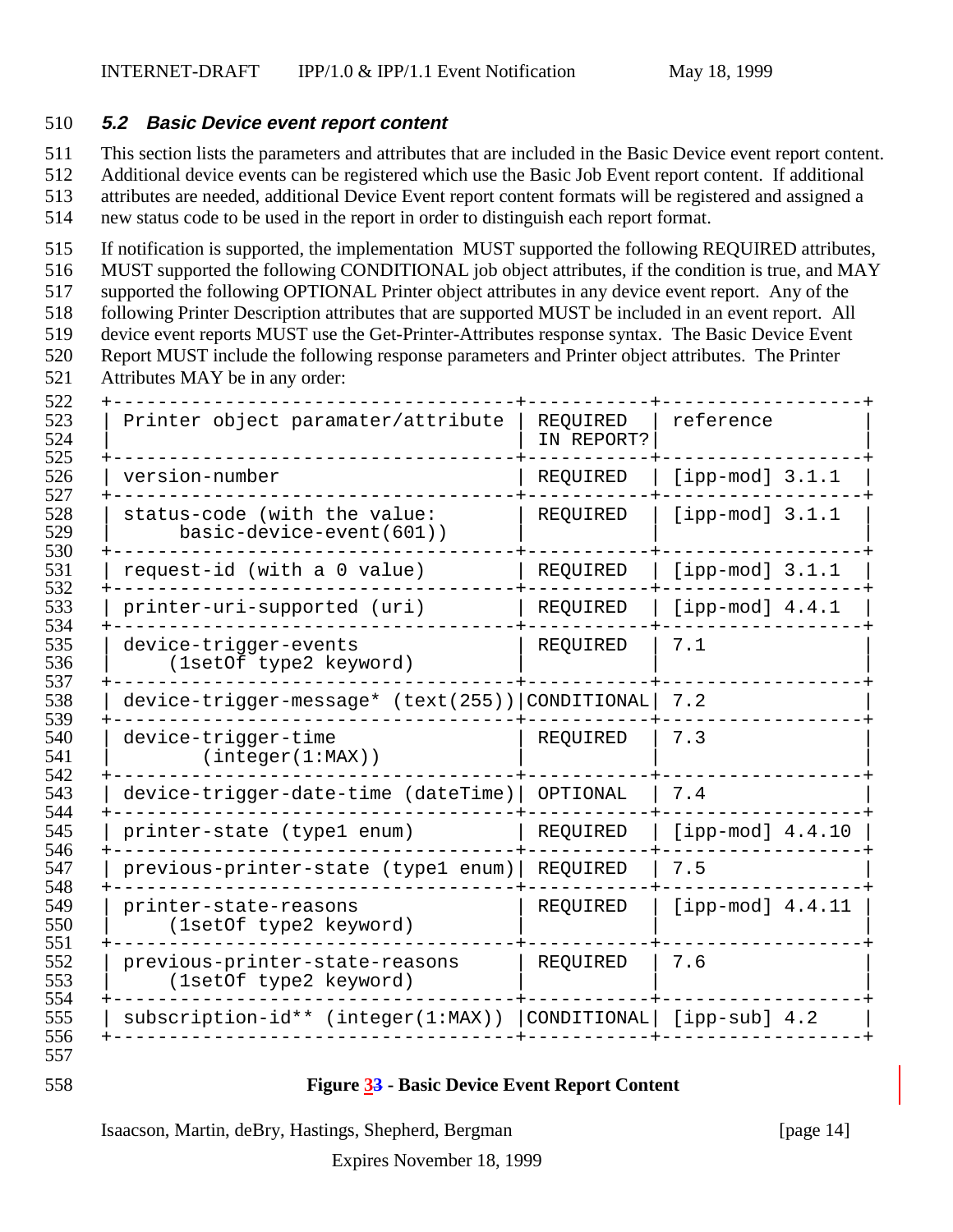### 5.2 Basic Device event report content

This section lists the parameters and attributes that are included in the Basic Device event report content. Additional device events can be registered which use the Basic Job Event report content. If additional attributes are needed, additional Device Event report content formats will be registered and assigned a new status code to be used in the report in order to distinguish each report format.

If notification is supported, the implementation MUST supported the following REQUIRED attributes, MUST supported the following CONDITIONAL job object attributes, if the condition is true, and MAY supported the following OPTIONAL Printer object attributes in any device event report. Any of the following Printer Description attributes that are supported MUST be included in an event report. All device event reports MUST use the Get-Printer-Attributes response syntax. The Basic Device Event Report MUST include the following response parameters and Printer object attributes. The Printer Attributes MAY be in any order:

| Printer object paramater/attribute | REQUIRED IN REPORT? | reference |
|---|---|---|
| version-number | REQUIRED | [ipp-mod] 3.1.1 |
| status-code (with the value: basic-device-event(601)) | REQUIRED | [ipp-mod] 3.1.1 |
| request-id (with a 0 value) | REQUIRED | [ipp-mod] 3.1.1 |
| printer-uri-supported (uri) | REQUIRED | [ipp-mod] 4.4.1 |
| device-trigger-events (1setOf type2 keyword) | REQUIRED | 7.1 |
| device-trigger-message* (text(255)) | CONDITIONAL | 7.2 |
| device-trigger-time (integer(1:MAX)) | REQUIRED | 7.3 |
| device-trigger-date-time (dateTime) | OPTIONAL | 7.4 |
| printer-state (type1 enum) | REQUIRED | [ipp-mod] 4.4.10 |
| previous-printer-state (type1 enum) | REQUIRED | 7.5 |
| printer-state-reasons (1setOf type2 keyword) | REQUIRED | [ipp-mod] 4.4.11 |
| previous-printer-state-reasons (1setOf type2 keyword) | REQUIRED | 7.6 |
| subscription-id** (integer(1:MAX)) | CONDITIONAL | [ipp-sub] 4.2 |

**Figure 3 - Basic Device Event Report Content**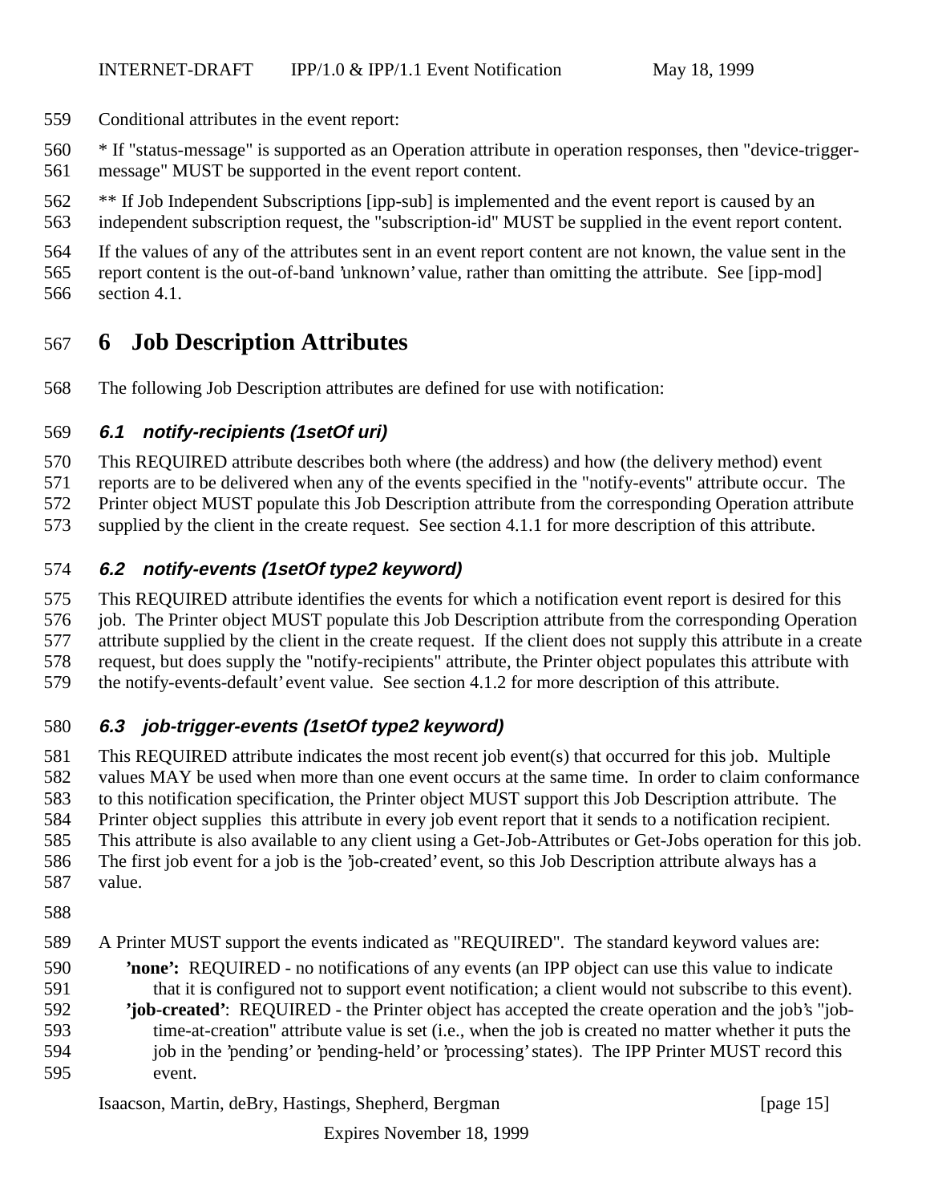Conditional attributes in the event report:

* If "status-message" is supported as an Operation attribute in operation responses, then "device-trigger-message" MUST be supported in the event report content.

** If Job Independent Subscriptions [ipp-sub] is implemented and the event report is caused by an independent subscription request, the "subscription-id" MUST be supplied in the event report content.

If the values of any of the attributes sent in an event report content are not known, the value sent in the report content is the out-of-band 'unknown' value, rather than omitting the attribute. See [ipp-mod] section 4.1.

# 6 Job Description Attributes

The following Job Description attributes are defined for use with notification:

## 6.1 notify-recipients (1setOf uri)

This REQUIRED attribute describes both where (the address) and how (the delivery method) event reports are to be delivered when any of the events specified in the "notify-events" attribute occur. The Printer object MUST populate this Job Description attribute from the corresponding Operation attribute supplied by the client in the create request. See section 4.1.1 for more description of this attribute.

## 6.2 notify-events (1setOf type2 keyword)

This REQUIRED attribute identifies the events for which a notification event report is desired for this job. The Printer object MUST populate this Job Description attribute from the corresponding Operation attribute supplied by the client in the create request. If the client does not supply this attribute in a create request, but does supply the "notify-recipients" attribute, the Printer object populates this attribute with the notify-events-default' event value. See section 4.1.2 for more description of this attribute.

## 6.3 job-trigger-events (1setOf type2 keyword)

This REQUIRED attribute indicates the most recent job event(s) that occurred for this job. Multiple values MAY be used when more than one event occurs at the same time. In order to claim conformance to this notification specification, the Printer object MUST support this Job Description attribute. The Printer object supplies this attribute in every job event report that it sends to a notification recipient. This attribute is also available to any client using a Get-Job-Attributes or Get-Jobs operation for this job. The first job event for a job is the 'job-created' event, so this Job Description attribute always has a value.

A Printer MUST support the events indicated as "REQUIRED". The standard keyword values are:

- **'none':** REQUIRED - no notifications of any events (an IPP object can use this value to indicate that it is configured not to support event notification; a client would not subscribe to this event).
- **'job-created'**: REQUIRED - the Printer object has accepted the create operation and the job's "job-time-at-creation" attribute value is set (i.e., when the job is created no matter whether it puts the job in the 'pending' or 'pending-held' or 'processing' states). The IPP Printer MUST record this event.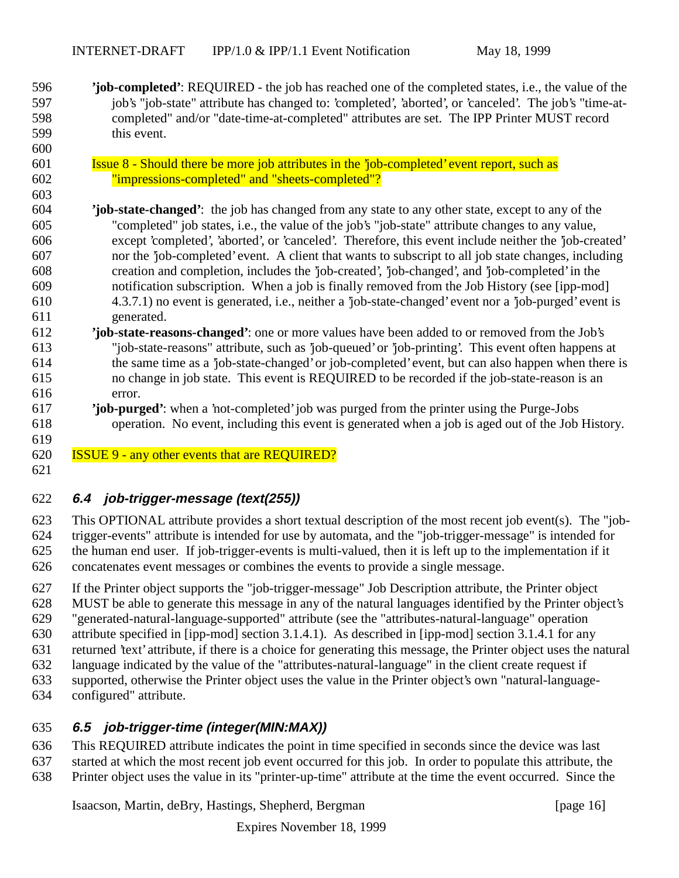**'job-completed'**: REQUIRED - the job has reached one of the completed states, i.e., the value of the job's "job-state" attribute has changed to: 'completed', 'aborted', or 'canceled'. The job's "time-at-completed" and/or "date-time-at-completed" attributes are set. The IPP Printer MUST record this event.

Issue 8 - Should there be more job attributes in the 'job-completed' event report, such as "impressions-completed" and "sheets-completed"?

**'job-state-changed'**: the job has changed from any state to any other state, except to any of the "completed" job states, i.e., the value of the job's "job-state" attribute changes to any value, except 'completed', 'aborted', or 'canceled'. Therefore, this event include neither the 'job-created' nor the 'job-completed' event. A client that wants to subscript to all job state changes, including creation and completion, includes the 'job-created', 'job-changed', and 'job-completed' in the notification subscription. When a job is finally removed from the Job History (see [ipp-mod] 4.3.7.1) no event is generated, i.e., neither a 'job-state-changed' event nor a 'job-purged' event is generated.

**'job-state-reasons-changed'**: one or more values have been added to or removed from the Job's "job-state-reasons" attribute, such as 'job-queued' or 'job-printing'. This event often happens at the same time as a 'job-state-changed' or job-completed' event, but can also happen when there is no change in job state. This event is REQUIRED to be recorded if the job-state-reason is an error.

**'job-purged'**: when a 'not-completed' job was purged from the printer using the Purge-Jobs operation. No event, including this event is generated when a job is aged out of the Job History.

ISSUE 9 - any other events that are REQUIRED?

### 6.4 job-trigger-message (text(255))

This OPTIONAL attribute provides a short textual description of the most recent job event(s). The "job-trigger-events" attribute is intended for use by automata, and the "job-trigger-message" is intended for the human end user. If job-trigger-events is multi-valued, then it is left up to the implementation if it concatenates event messages or combines the events to provide a single message.

If the Printer object supports the "job-trigger-message" Job Description attribute, the Printer object MUST be able to generate this message in any of the natural languages identified by the Printer object's "generated-natural-language-supported" attribute (see the "attributes-natural-language" operation attribute specified in [ipp-mod] section 3.1.4.1). As described in [ipp-mod] section 3.1.4.1 for any returned 'text' attribute, if there is a choice for generating this message, the Printer object uses the natural language indicated by the value of the "attributes-natural-language" in the client create request if supported, otherwise the Printer object uses the value in the Printer object's own "natural-language-configured" attribute.

### 6.5 job-trigger-time (integer(MIN:MAX))

This REQUIRED attribute indicates the point in time specified in seconds since the device was last started at which the most recent job event occurred for this job. In order to populate this attribute, the Printer object uses the value in its "printer-up-time" attribute at the time the event occurred. Since the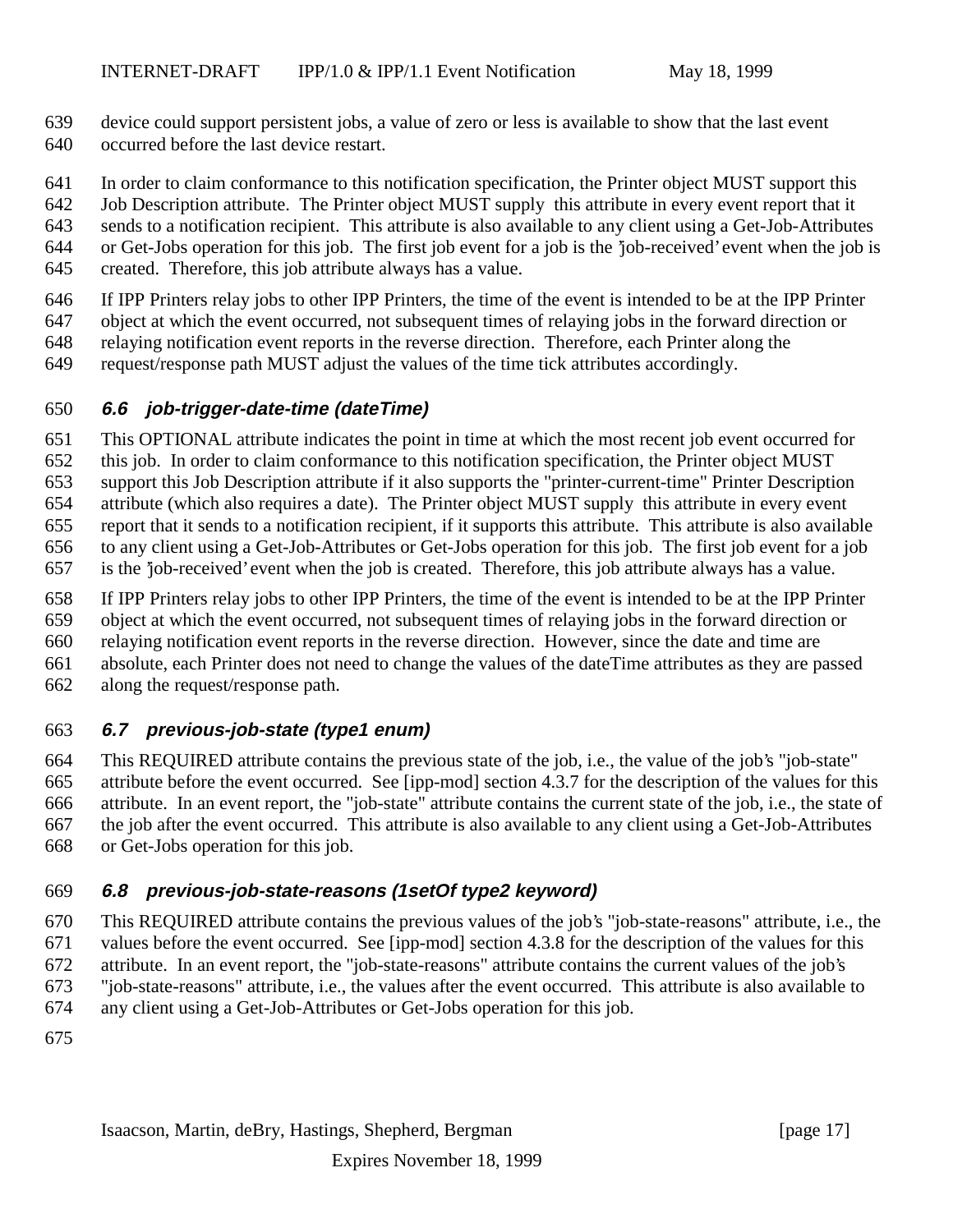device could support persistent jobs, a value of zero or less is available to show that the last event occurred before the last device restart.

In order to claim conformance to this notification specification, the Printer object MUST support this Job Description attribute. The Printer object MUST supply this attribute in every event report that it sends to a notification recipient. This attribute is also available to any client using a Get-Job-Attributes or Get-Jobs operation for this job. The first job event for a job is the 'job-received' event when the job is created. Therefore, this job attribute always has a value.

If IPP Printers relay jobs to other IPP Printers, the time of the event is intended to be at the IPP Printer object at which the event occurred, not subsequent times of relaying jobs in the forward direction or relaying notification event reports in the reverse direction. Therefore, each Printer along the request/response path MUST adjust the values of the time tick attributes accordingly.

### 6.6 job-trigger-date-time (dateTime)

This OPTIONAL attribute indicates the point in time at which the most recent job event occurred for this job. In order to claim conformance to this notification specification, the Printer object MUST support this Job Description attribute if it also supports the "printer-current-time" Printer Description attribute (which also requires a date). The Printer object MUST supply this attribute in every event report that it sends to a notification recipient, if it supports this attribute. This attribute is also available to any client using a Get-Job-Attributes or Get-Jobs operation for this job. The first job event for a job is the 'job-received' event when the job is created. Therefore, this job attribute always has a value.

If IPP Printers relay jobs to other IPP Printers, the time of the event is intended to be at the IPP Printer object at which the event occurred, not subsequent times of relaying jobs in the forward direction or relaying notification event reports in the reverse direction. However, since the date and time are absolute, each Printer does not need to change the values of the dateTime attributes as they are passed along the request/response path.

### 6.7 previous-job-state (type1 enum)

This REQUIRED attribute contains the previous state of the job, i.e., the value of the job's "job-state" attribute before the event occurred. See [ipp-mod] section 4.3.7 for the description of the values for this attribute. In an event report, the "job-state" attribute contains the current state of the job, i.e., the state of the job after the event occurred. This attribute is also available to any client using a Get-Job-Attributes or Get-Jobs operation for this job.

### 6.8 previous-job-state-reasons (1setOf type2 keyword)

This REQUIRED attribute contains the previous values of the job's "job-state-reasons" attribute, i.e., the values before the event occurred. See [ipp-mod] section 4.3.8 for the description of the values for this attribute. In an event report, the "job-state-reasons" attribute contains the current values of the job's "job-state-reasons" attribute, i.e., the values after the event occurred. This attribute is also available to any client using a Get-Job-Attributes or Get-Jobs operation for this job.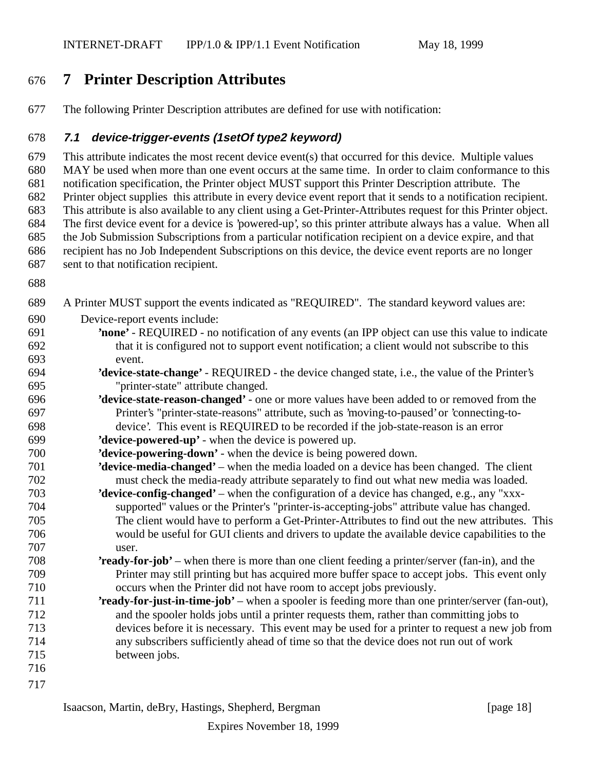# 7 Printer Description Attributes

The following Printer Description attributes are defined for use with notification:

### *7.1 device-trigger-events (1setOf type2 keyword)*

This attribute indicates the most recent device event(s) that occurred for this device. Multiple values MAY be used when more than one event occurs at the same time. In order to claim conformance to this notification specification, the Printer object MUST support this Printer Description attribute. The Printer object supplies this attribute in every device event report that it sends to a notification recipient. This attribute is also available to any client using a Get-Printer-Attributes request for this Printer object. The first device event for a device is 'powered-up', so this printer attribute always has a value. When all the Job Submission Subscriptions from a particular notification recipient on a device expire, and that recipient has no Job Independent Subscriptions on this device, the device event reports are no longer sent to that notification recipient.

A Printer MUST support the events indicated as "REQUIRED". The standard keyword values are:

Device-report events include:

- **'none'** - REQUIRED - no notification of any events (an IPP object can use this value to indicate that it is configured not to support event notification; a client would not subscribe to this event.
- **'device-state-change'** - REQUIRED - the device changed state, i.e., the value of the Printer's "printer-state" attribute changed.
- **'device-state-reason-changed'** - one or more values have been added to or removed from the Printer's "printer-state-reasons" attribute, such as 'moving-to-paused' or 'connecting-to-device'. This event is REQUIRED to be recorded if the job-state-reason is an error
- **'device-powered-up'** - when the device is powered up.
- **'device-powering-down'** - when the device is being powered down.
- **'device-media-changed'** – when the media loaded on a device has been changed. The client must check the media-ready attribute separately to find out what new media was loaded.
- **'device-config-changed'** – when the configuration of a device has changed, e.g., any "xxx-supported" values or the Printer's "printer-is-accepting-jobs" attribute value has changed. The client would have to perform a Get-Printer-Attributes to find out the new attributes. This would be useful for GUI clients and drivers to update the available device capabilities to the user.
- **'ready-for-job'** – when there is more than one client feeding a printer/server (fan-in), and the Printer may still printing but has acquired more buffer space to accept jobs. This event only occurs when the Printer did not have room to accept jobs previously.
- **'ready-for-just-in-time-job'** – when a spooler is feeding more than one printer/server (fan-out), and the spooler holds jobs until a printer requests them, rather than committing jobs to devices before it is necessary. This event may be used for a printer to request a new job from any subscribers sufficiently ahead of time so that the device does not run out of work between jobs.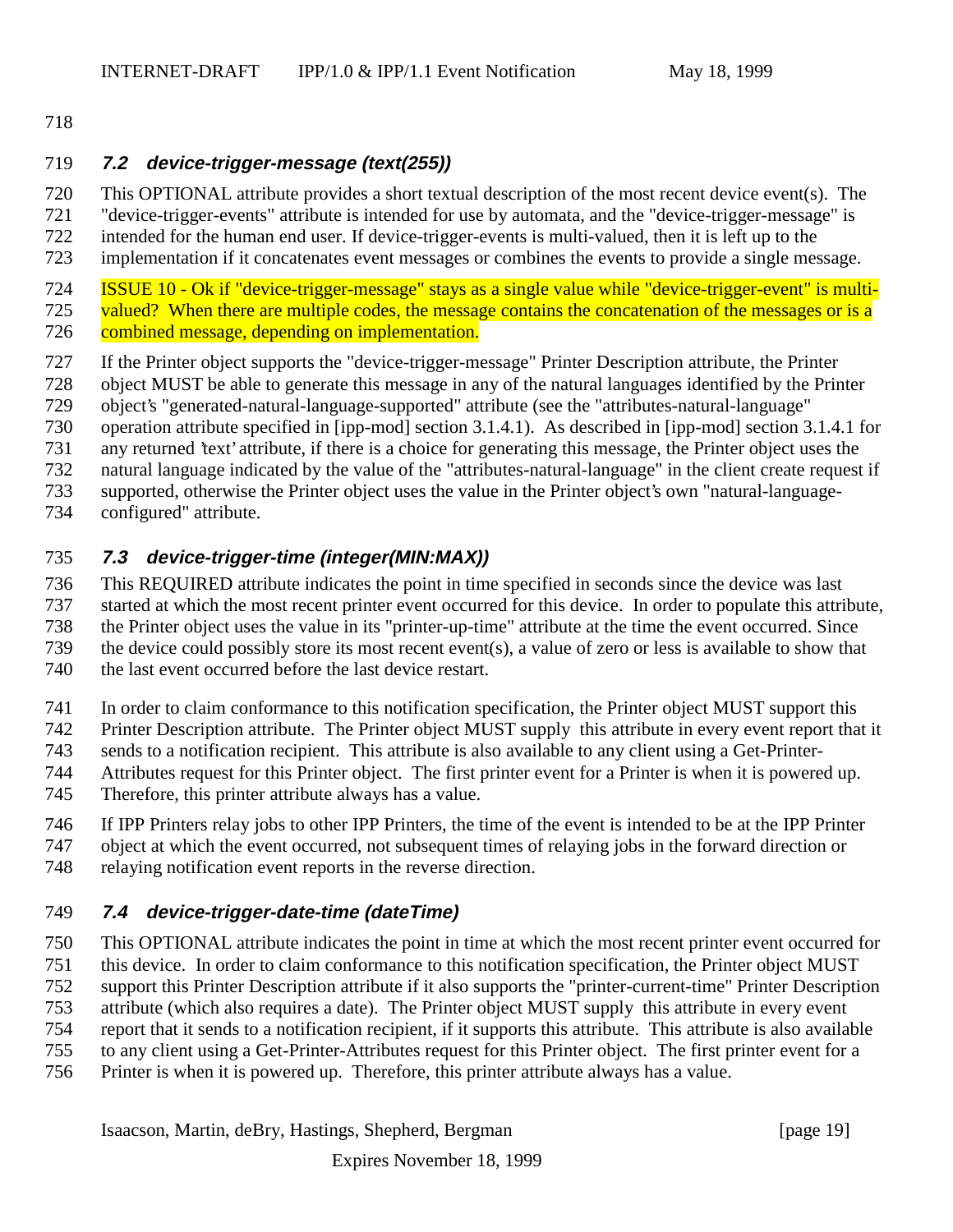### 7.2 device-trigger-message (text(255))

This OPTIONAL attribute provides a short textual description of the most recent device event(s). The "device-trigger-events" attribute is intended for use by automata, and the "device-trigger-message" is intended for the human end user. If device-trigger-events is multi-valued, then it is left up to the implementation if it concatenates event messages or combines the events to provide a single message.

ISSUE 10 - Ok if "device-trigger-message" stays as a single value while "device-trigger-event" is multi-valued? When there are multiple codes, the message contains the concatenation of the messages or is a combined message, depending on implementation.

If the Printer object supports the "device-trigger-message" Printer Description attribute, the Printer object MUST be able to generate this message in any of the natural languages identified by the Printer object's "generated-natural-language-supported" attribute (see the "attributes-natural-language" operation attribute specified in [ipp-mod] section 3.1.4.1). As described in [ipp-mod] section 3.1.4.1 for any returned 'text' attribute, if there is a choice for generating this message, the Printer object uses the natural language indicated by the value of the "attributes-natural-language" in the client create request if supported, otherwise the Printer object uses the value in the Printer object's own "natural-language-configured" attribute.

### 7.3 device-trigger-time (integer(MIN:MAX))

This REQUIRED attribute indicates the point in time specified in seconds since the device was last started at which the most recent printer event occurred for this device. In order to populate this attribute, the Printer object uses the value in its "printer-up-time" attribute at the time the event occurred. Since the device could possibly store its most recent event(s), a value of zero or less is available to show that the last event occurred before the last device restart.

In order to claim conformance to this notification specification, the Printer object MUST support this Printer Description attribute. The Printer object MUST supply this attribute in every event report that it sends to a notification recipient. This attribute is also available to any client using a Get-Printer-Attributes request for this Printer object. The first printer event for a Printer is when it is powered up. Therefore, this printer attribute always has a value.

If IPP Printers relay jobs to other IPP Printers, the time of the event is intended to be at the IPP Printer object at which the event occurred, not subsequent times of relaying jobs in the forward direction or relaying notification event reports in the reverse direction.

### 7.4 device-trigger-date-time (dateTime)

This OPTIONAL attribute indicates the point in time at which the most recent printer event occurred for this device. In order to claim conformance to this notification specification, the Printer object MUST support this Printer Description attribute if it also supports the "printer-current-time" Printer Description attribute (which also requires a date). The Printer object MUST supply this attribute in every event report that it sends to a notification recipient, if it supports this attribute. This attribute is also available to any client using a Get-Printer-Attributes request for this Printer object. The first printer event for a Printer is when it is powered up. Therefore, this printer attribute always has a value.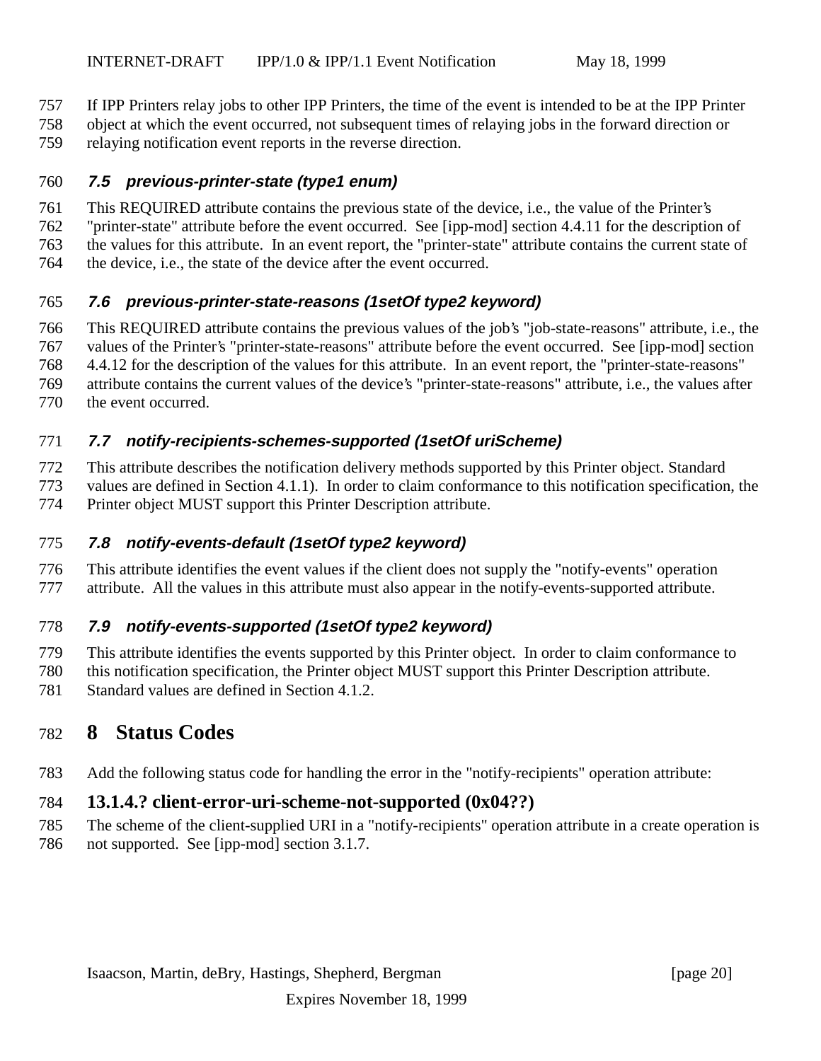If IPP Printers relay jobs to other IPP Printers, the time of the event is intended to be at the IPP Printer object at which the event occurred, not subsequent times of relaying jobs in the forward direction or relaying notification event reports in the reverse direction.

### *7.5 previous-printer-state (type1 enum)*

This REQUIRED attribute contains the previous state of the device, i.e., the value of the Printer's "printer-state" attribute before the event occurred. See [ipp-mod] section 4.4.11 for the description of the values for this attribute. In an event report, the "printer-state" attribute contains the current state of the device, i.e., the state of the device after the event occurred.

### *7.6 previous-printer-state-reasons (1setOf type2 keyword)*

This REQUIRED attribute contains the previous values of the job's "job-state-reasons" attribute, i.e., the values of the Printer's "printer-state-reasons" attribute before the event occurred. See [ipp-mod] section 4.4.12 for the description of the values for this attribute. In an event report, the "printer-state-reasons" attribute contains the current values of the device's "printer-state-reasons" attribute, i.e., the values after the event occurred.

### *7.7 notify-recipients-schemes-supported (1setOf uriScheme)*

This attribute describes the notification delivery methods supported by this Printer object. Standard values are defined in Section 4.1.1). In order to claim conformance to this notification specification, the Printer object MUST support this Printer Description attribute.

### *7.8 notify-events-default (1setOf type2 keyword)*

This attribute identifies the event values if the client does not supply the "notify-events" operation attribute. All the values in this attribute must also appear in the notify-events-supported attribute.

### *7.9 notify-events-supported (1setOf type2 keyword)*

This attribute identifies the events supported by this Printer object. In order to claim conformance to this notification specification, the Printer object MUST support this Printer Description attribute. Standard values are defined in Section 4.1.2.

# 8 Status Codes

Add the following status code for handling the error in the "notify-recipients" operation attribute:

## 13.1.4.? client-error-uri-scheme-not-supported (0x04??)

The scheme of the client-supplied URI in a "notify-recipients" operation attribute in a create operation is not supported. See [ipp-mod] section 3.1.7.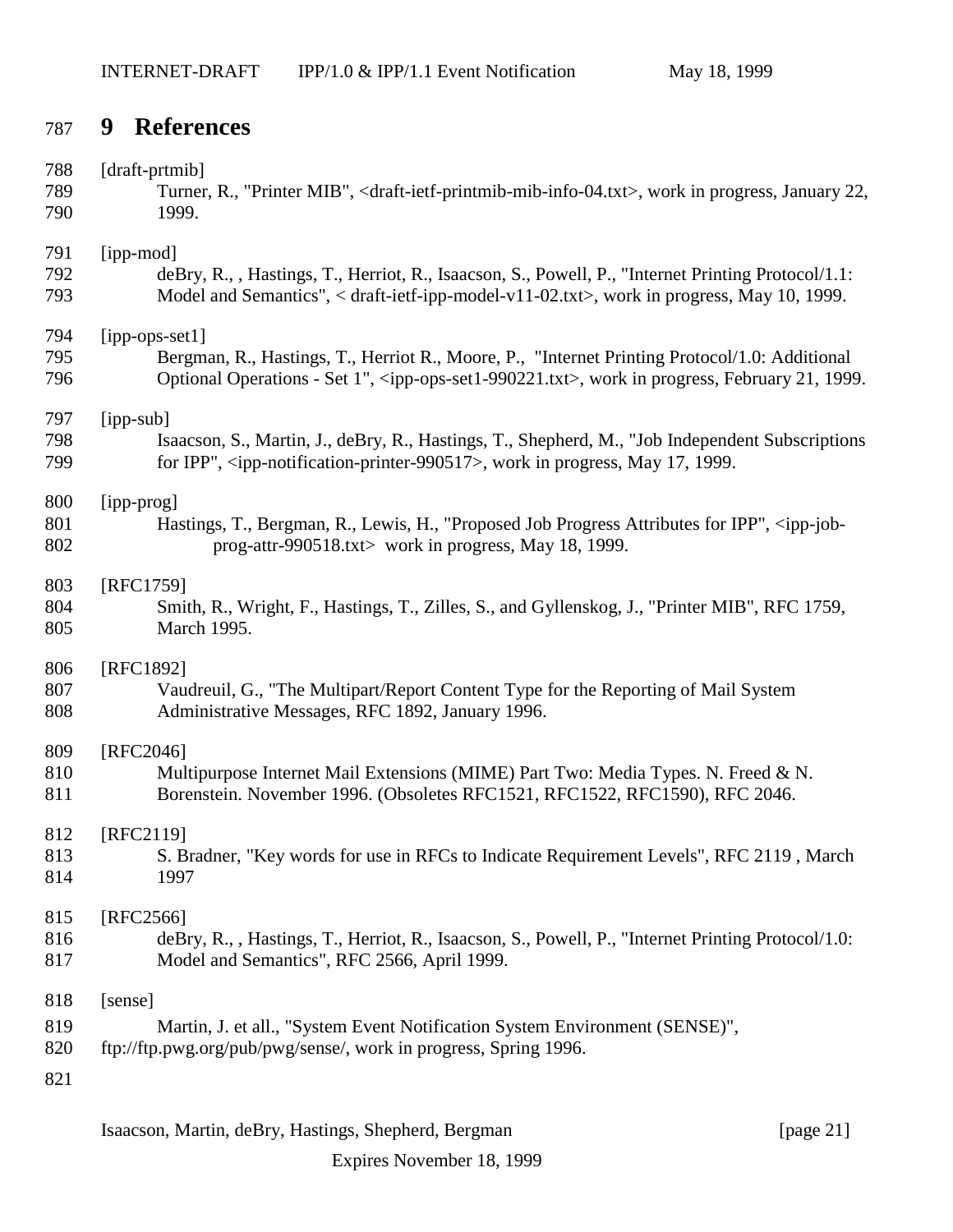# 9 References

[draft-prtmib]
Turner, R., "Printer MIB", <draft-ietf-printmib-mib-info-04.txt>, work in progress, January 22, 1999.

[ipp-mod]
deBry, R., , Hastings, T., Herriot, R., Isaacson, S., Powell, P., "Internet Printing Protocol/1.1: Model and Semantics", < draft-ietf-ipp-model-v11-02.txt>, work in progress, May 10, 1999.

[ipp-ops-set1]
Bergman, R., Hastings, T., Herriot R., Moore, P., "Internet Printing Protocol/1.0: Additional Optional Operations - Set 1", <ipp-ops-set1-990221.txt>, work in progress, February 21, 1999.

[ipp-sub]
Isaacson, S., Martin, J., deBry, R., Hastings, T., Shepherd, M., "Job Independent Subscriptions for IPP", <ipp-notification-printer-990517>, work in progress, May 17, 1999.

[ipp-prog]
Hastings, T., Bergman, R., Lewis, H., "Proposed Job Progress Attributes for IPP", <ipp-job-prog-attr-990518.txt> work in progress, May 18, 1999.

[RFC1759]
Smith, R., Wright, F., Hastings, T., Zilles, S., and Gyllenskog, J., "Printer MIB", RFC 1759, March 1995.

[RFC1892]
Vaudreuil, G., "The Multipart/Report Content Type for the Reporting of Mail System Administrative Messages, RFC 1892, January 1996.

[RFC2046]
Multipurpose Internet Mail Extensions (MIME) Part Two: Media Types. N. Freed & N. Borenstein. November 1996. (Obsoletes RFC1521, RFC1522, RFC1590), RFC 2046.

[RFC2119]
S. Bradner, "Key words for use in RFCs to Indicate Requirement Levels", RFC 2119 , March 1997

[RFC2566]
deBry, R., , Hastings, T., Herriot, R., Isaacson, S., Powell, P., "Internet Printing Protocol/1.0: Model and Semantics", RFC 2566, April 1999.

[sense]
Martin, J. et all., "System Event Notification System Environment (SENSE)", ftp://ftp.pwg.org/pub/pwg/sense/, work in progress, Spring 1996.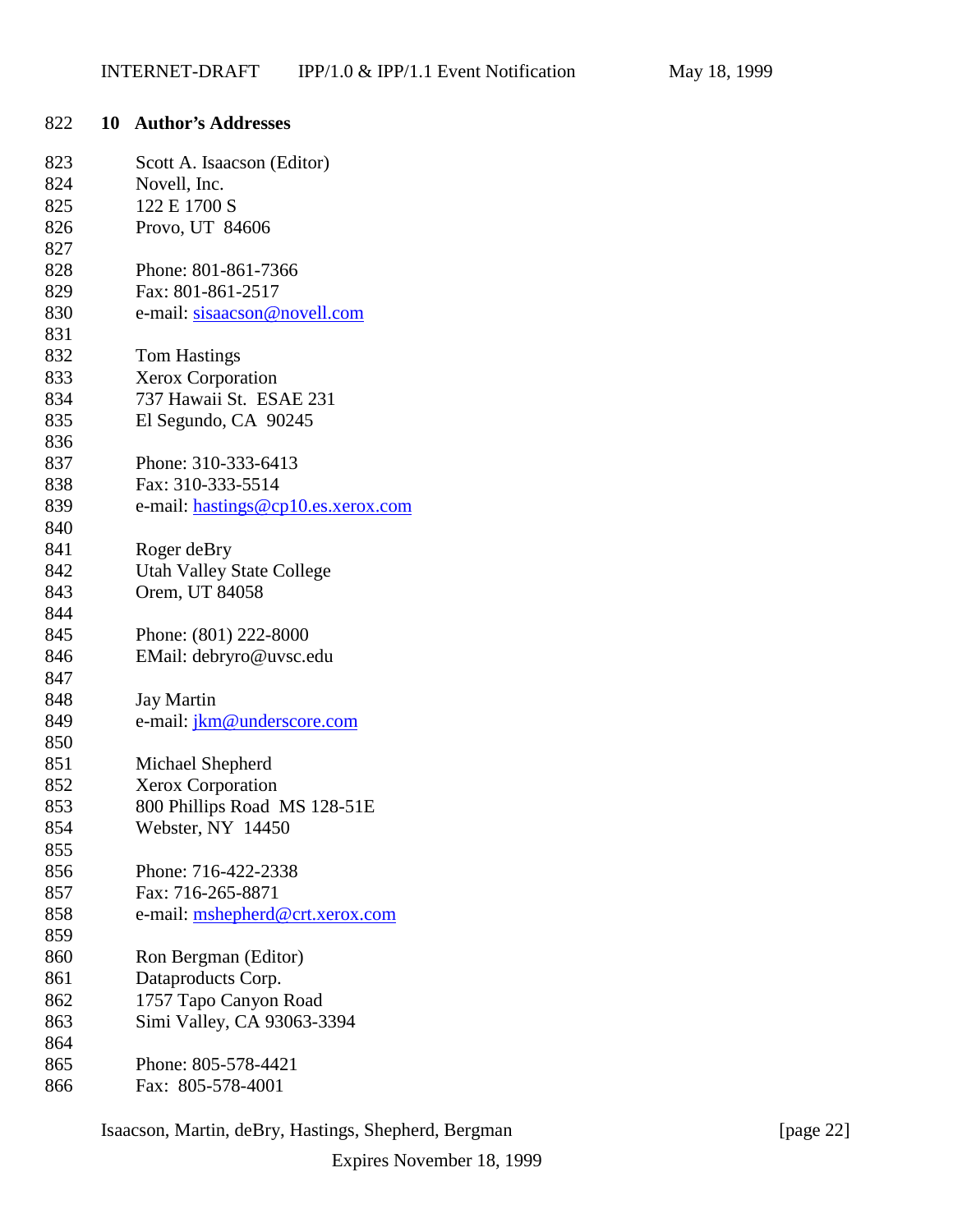## 10 Author's Addresses

Scott A. Isaacson (Editor)
Novell, Inc.
122 E 1700 S
Provo, UT 84606

Phone: 801-861-7366
Fax: 801-861-2517
e-mail: sisaacson@novell.com

Tom Hastings
Xerox Corporation
737 Hawaii St. ESAE 231
El Segundo, CA 90245

Phone: 310-333-6413
Fax: 310-333-5514
e-mail: hastings@cp10.es.xerox.com

Roger deBry
Utah Valley State College
Orem, UT 84058

Phone: (801) 222-8000
EMail: debryro@uvsc.edu

Jay Martin
e-mail: jkm@underscore.com

Michael Shepherd
Xerox Corporation
800 Phillips Road MS 128-51E
Webster, NY 14450

Phone: 716-422-2338
Fax: 716-265-8871
e-mail: mshepherd@crt.xerox.com

Ron Bergman (Editor)
Dataproducts Corp.
1757 Tapo Canyon Road
Simi Valley, CA 93063-3394

Phone: 805-578-4421
Fax: 805-578-4001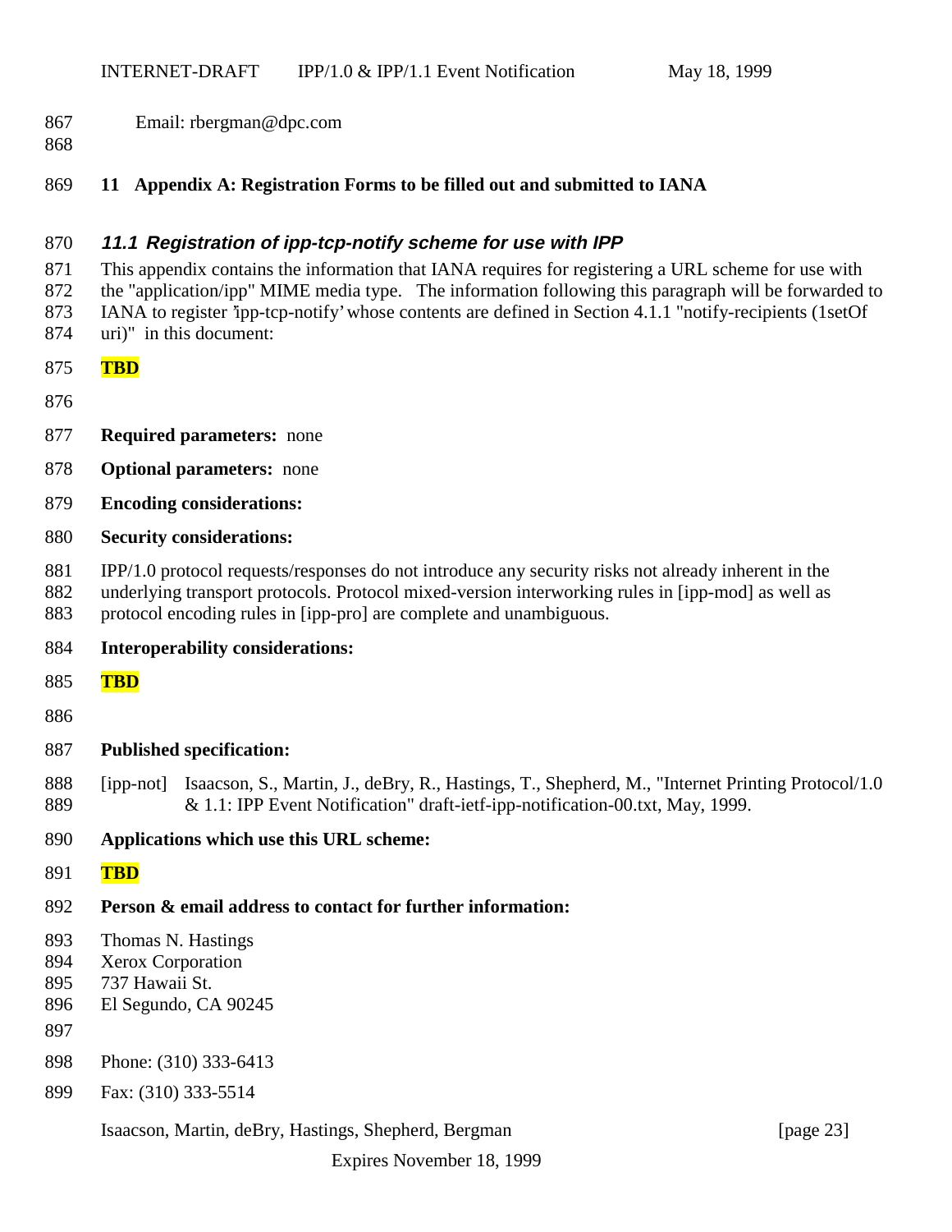Email: rbergman@dpc.com

# 11 Appendix A: Registration Forms to be filled out and submitted to IANA

## *11.1 Registration of ipp-tcp-notify scheme for use with IPP*

This appendix contains the information that IANA requires for registering a URL scheme for use with the "application/ipp" MIME media type. The information following this paragraph will be forwarded to IANA to register 'ipp-tcp-notify' whose contents are defined in Section 4.1.1 "notify-recipients (1setOf uri)" in this document:

**TBD**

**Required parameters:** none

**Optional parameters:** none

**Encoding considerations:**

**Security considerations:**

IPP/1.0 protocol requests/responses do not introduce any security risks not already inherent in the underlying transport protocols. Protocol mixed-version interworking rules in [ipp-mod] as well as protocol encoding rules in [ipp-pro] are complete and unambiguous.

**Interoperability considerations:**

**TBD**

**Published specification:**

[ipp-not] Isaacson, S., Martin, J., deBry, R., Hastings, T., Shepherd, M., "Internet Printing Protocol/1.0 & 1.1: IPP Event Notification" draft-ietf-ipp-notification-00.txt, May, 1999.

**Applications which use this URL scheme:**

**TBD**

**Person & email address to contact for further information:**

Thomas N. Hastings
Xerox Corporation
737 Hawaii St.
El Segundo, CA 90245

Phone: (310) 333-6413
Fax: (310) 333-5514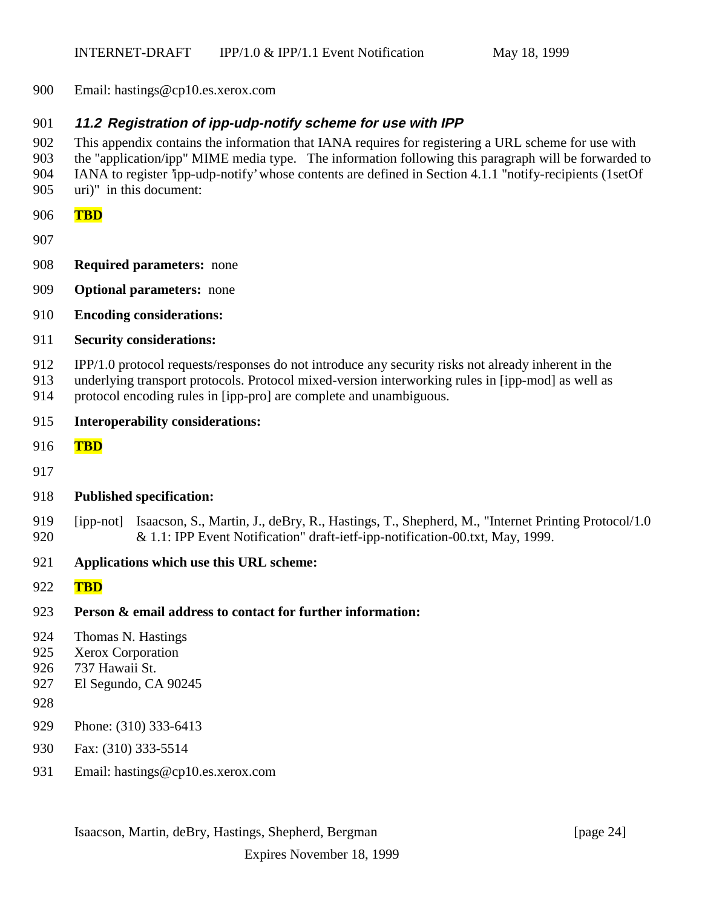Email: hastings@cp10.es.xerox.com

### *11.2 Registration of ipp-udp-notify scheme for use with IPP*

This appendix contains the information that IANA requires for registering a URL scheme for use with the "application/ipp" MIME media type. The information following this paragraph will be forwarded to IANA to register 'ipp-udp-notify' whose contents are defined in Section 4.1.1 "notify-recipients (1setOf uri)" in this document:

**TBD**

**Required parameters:** none

**Optional parameters:** none

**Encoding considerations:**

**Security considerations:**

IPP/1.0 protocol requests/responses do not introduce any security risks not already inherent in the underlying transport protocols. Protocol mixed-version interworking rules in [ipp-mod] as well as protocol encoding rules in [ipp-pro] are complete and unambiguous.

**Interoperability considerations:**

**TBD**

**Published specification:**

[ipp-not] Isaacson, S., Martin, J., deBry, R., Hastings, T., Shepherd, M., "Internet Printing Protocol/1.0 & 1.1: IPP Event Notification" draft-ietf-ipp-notification-00.txt, May, 1999.

**Applications which use this URL scheme:**

**TBD**

**Person & email address to contact for further information:**

Thomas N. Hastings
Xerox Corporation
737 Hawaii St.
El Segundo, CA 90245

Phone: (310) 333-6413

Fax: (310) 333-5514

Email: hastings@cp10.es.xerox.com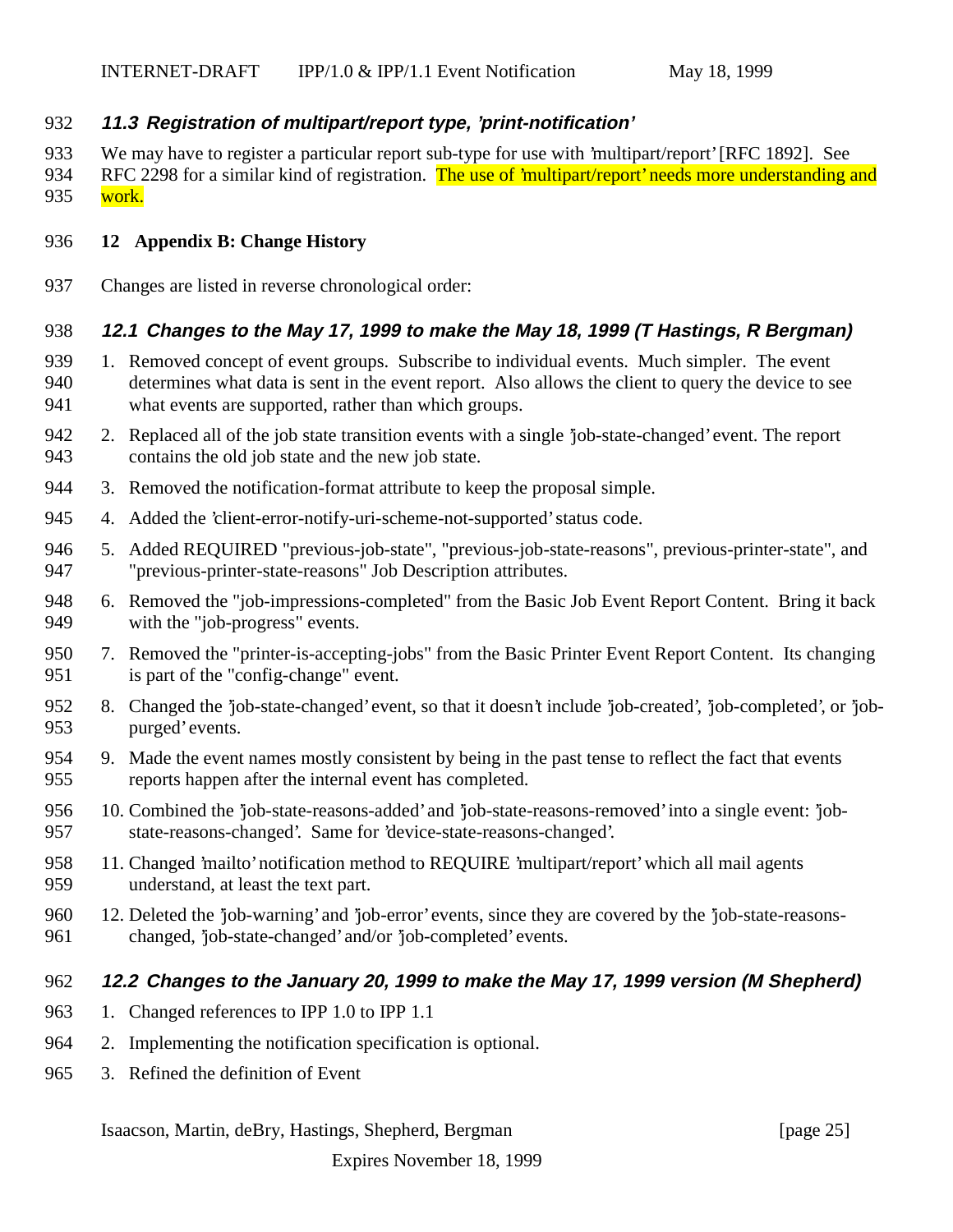### 11.3 Registration of multipart/report type, 'print-notification'

We may have to register a particular report sub-type for use with 'multipart/report' [RFC 1892]. See RFC 2298 for a similar kind of registration. The use of 'multipart/report' needs more understanding and work.

## 12 Appendix B: Change History

Changes are listed in reverse chronological order:

### 12.1 Changes to the May 17, 1999 to make the May 18, 1999 (T Hastings, R Bergman)

1. Removed concept of event groups. Subscribe to individual events. Much simpler. The event determines what data is sent in the event report. Also allows the client to query the device to see what events are supported, rather than which groups.
2. Replaced all of the job state transition events with a single 'job-state-changed' event. The report contains the old job state and the new job state.
3. Removed the notification-format attribute to keep the proposal simple.
4. Added the 'client-error-notify-uri-scheme-not-supported' status code.
5. Added REQUIRED "previous-job-state", "previous-job-state-reasons", previous-printer-state", and "previous-printer-state-reasons" Job Description attributes.
6. Removed the "job-impressions-completed" from the Basic Job Event Report Content. Bring it back with the "job-progress" events.
7. Removed the "printer-is-accepting-jobs" from the Basic Printer Event Report Content. Its changing is part of the "config-change" event.
8. Changed the 'job-state-changed' event, so that it doesn't include 'job-created', 'job-completed', or 'job-purged' events.
9. Made the event names mostly consistent by being in the past tense to reflect the fact that events reports happen after the internal event has completed.
10. Combined the 'job-state-reasons-added' and 'job-state-reasons-removed' into a single event: 'job-state-reasons-changed'. Same for 'device-state-reasons-changed'.
11. Changed 'mailto' notification method to REQUIRE 'multipart/report' which all mail agents understand, at least the text part.
12. Deleted the 'job-warning' and 'job-error' events, since they are covered by the 'job-state-reasons-changed, 'job-state-changed' and/or 'job-completed' events.

### 12.2 Changes to the January 20, 1999 to make the May 17, 1999 version (M Shepherd)

1. Changed references to IPP 1.0 to IPP 1.1
2. Implementing the notification specification is optional.
3. Refined the definition of Event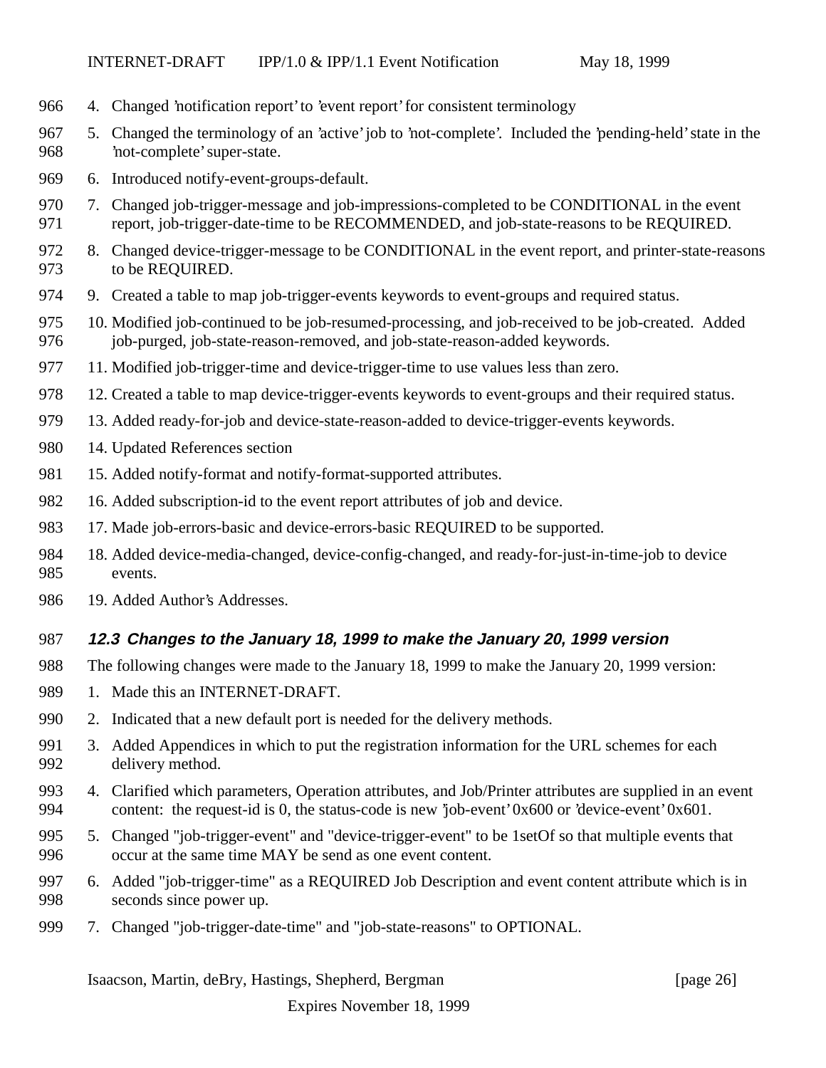4. Changed 'notification report' to 'event report' for consistent terminology
5. Changed the terminology of an 'active' job to 'not-complete'. Included the 'pending-held' state in the 'not-complete' super-state.
6. Introduced notify-event-groups-default.
7. Changed job-trigger-message and job-impressions-completed to be CONDITIONAL in the event report, job-trigger-date-time to be RECOMMENDED, and job-state-reasons to be REQUIRED.
8. Changed device-trigger-message to be CONDITIONAL in the event report, and printer-state-reasons to be REQUIRED.
9. Created a table to map job-trigger-events keywords to event-groups and required status.
10. Modified job-continued to be job-resumed-processing, and job-received to be job-created. Added job-purged, job-state-reason-removed, and job-state-reason-added keywords.
11. Modified job-trigger-time and device-trigger-time to use values less than zero.
12. Created a table to map device-trigger-events keywords to event-groups and their required status.
13. Added ready-for-job and device-state-reason-added to device-trigger-events keywords.
14. Updated References section
15. Added notify-format and notify-format-supported attributes.
16. Added subscription-id to the event report attributes of job and device.
17. Made job-errors-basic and device-errors-basic REQUIRED to be supported.
18. Added device-media-changed, device-config-changed, and ready-for-just-in-time-job to device events.
19. Added Author's Addresses.

### 12.3 Changes to the January 18, 1999 to make the January 20, 1999 version

The following changes were made to the January 18, 1999 to make the January 20, 1999 version:

1. Made this an INTERNET-DRAFT.
2. Indicated that a new default port is needed for the delivery methods.
3. Added Appendices in which to put the registration information for the URL schemes for each delivery method.
4. Clarified which parameters, Operation attributes, and Job/Printer attributes are supplied in an event content: the request-id is 0, the status-code is new 'job-event' 0x600 or 'device-event' 0x601.
5. Changed "job-trigger-event" and "device-trigger-event" to be 1setOf so that multiple events that occur at the same time MAY be send as one event content.
6. Added "job-trigger-time" as a REQUIRED Job Description and event content attribute which is in seconds since power up.
7. Changed "job-trigger-date-time" and "job-state-reasons" to OPTIONAL.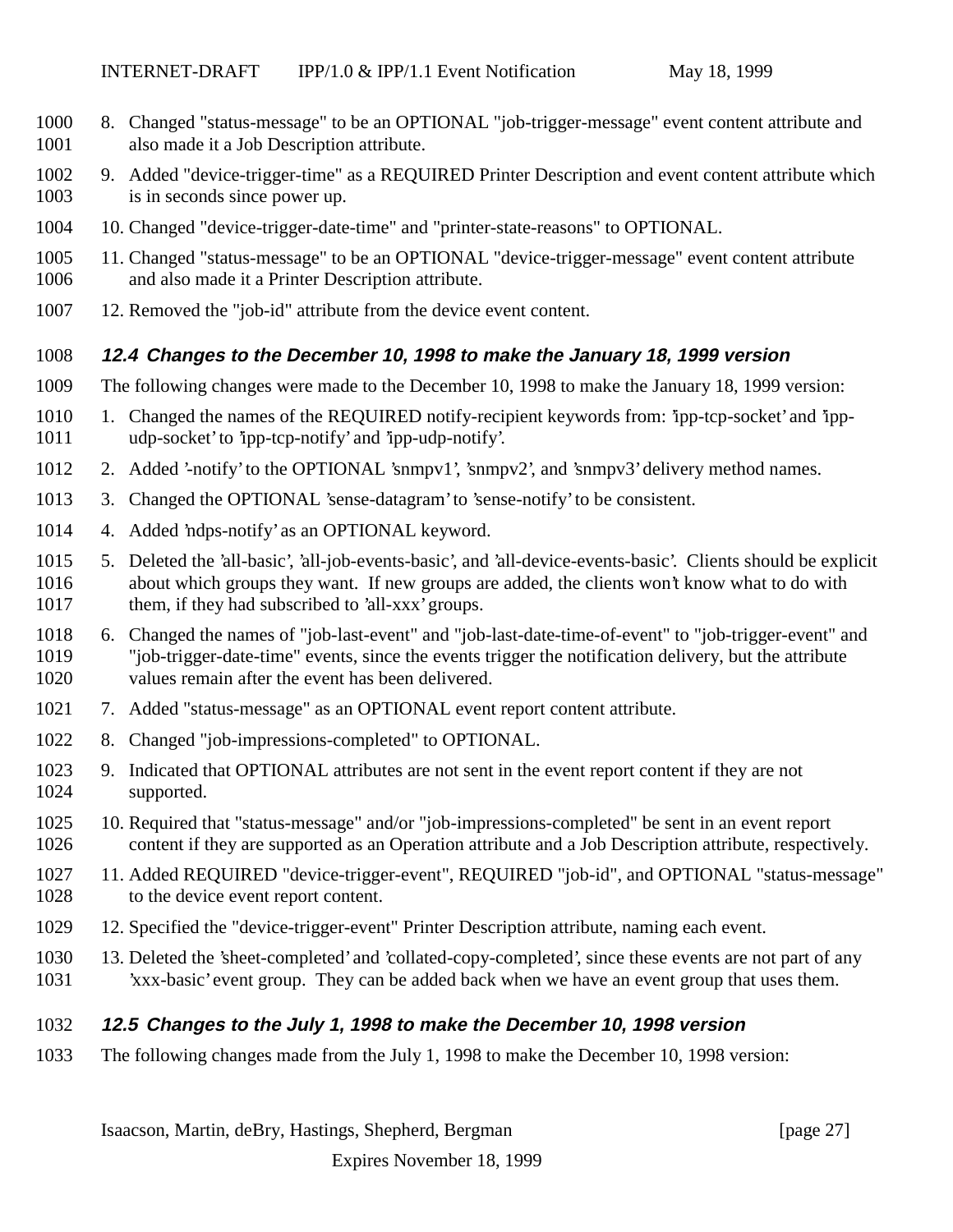8. Changed "status-message" to be an OPTIONAL "job-trigger-message" event content attribute and also made it a Job Description attribute.
9. Added "device-trigger-time" as a REQUIRED Printer Description and event content attribute which is in seconds since power up.
10. Changed "device-trigger-date-time" and "printer-state-reasons" to OPTIONAL.
11. Changed "status-message" to be an OPTIONAL "device-trigger-message" event content attribute and also made it a Printer Description attribute.
12. Removed the "job-id" attribute from the device event content.

### 12.4 Changes to the December 10, 1998 to make the January 18, 1999 version

The following changes were made to the December 10, 1998 to make the January 18, 1999 version:

1. Changed the names of the REQUIRED notify-recipient keywords from: 'ipp-tcp-socket' and 'ipp-udp-socket' to 'ipp-tcp-notify' and 'ipp-udp-notify'.
2. Added '-notify' to the OPTIONAL 'snmpv1', 'snmpv2', and 'snmpv3' delivery method names.
3. Changed the OPTIONAL 'sense-datagram' to 'sense-notify' to be consistent.
4. Added 'ndps-notify' as an OPTIONAL keyword.
5. Deleted the 'all-basic', 'all-job-events-basic', and 'all-device-events-basic'. Clients should be explicit about which groups they want. If new groups are added, the clients won't know what to do with them, if they had subscribed to 'all-xxx' groups.
6. Changed the names of "job-last-event" and "job-last-date-time-of-event" to "job-trigger-event" and "job-trigger-date-time" events, since the events trigger the notification delivery, but the attribute values remain after the event has been delivered.
7. Added "status-message" as an OPTIONAL event report content attribute.
8. Changed "job-impressions-completed" to OPTIONAL.
9. Indicated that OPTIONAL attributes are not sent in the event report content if they are not supported.
10. Required that "status-message" and/or "job-impressions-completed" be sent in an event report content if they are supported as an Operation attribute and a Job Description attribute, respectively.
11. Added REQUIRED "device-trigger-event", REQUIRED "job-id", and OPTIONAL "status-message" to the device event report content.
12. Specified the "device-trigger-event" Printer Description attribute, naming each event.
13. Deleted the 'sheet-completed' and 'collated-copy-completed', since these events are not part of any 'xxx-basic' event group. They can be added back when we have an event group that uses them.

### 12.5 Changes to the July 1, 1998 to make the December 10, 1998 version

The following changes made from the July 1, 1998 to make the December 10, 1998 version: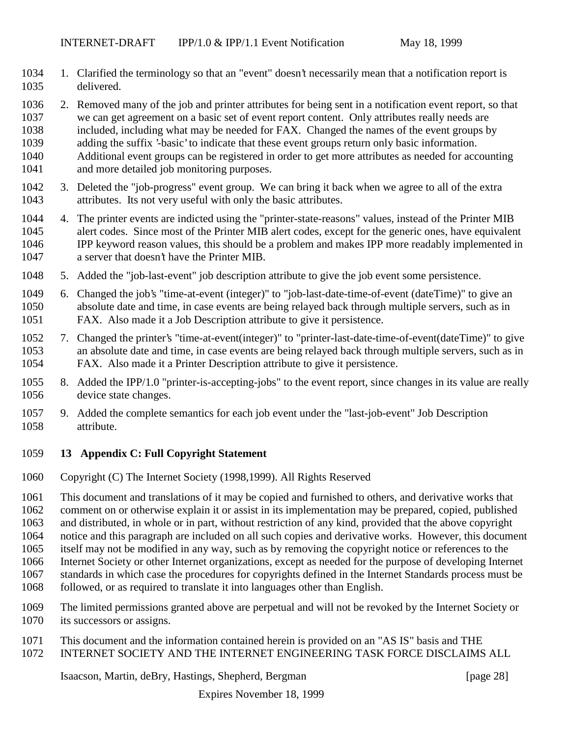1. Clarified the terminology so that an "event" doesn't necessarily mean that a notification report is delivered.
2. Removed many of the job and printer attributes for being sent in a notification event report, so that we can get agreement on a basic set of event report content. Only attributes really needs are included, including what may be needed for FAX. Changed the names of the event groups by adding the suffix '-basic' to indicate that these event groups return only basic information. Additional event groups can be registered in order to get more attributes as needed for accounting and more detailed job monitoring purposes.
3. Deleted the "job-progress" event group. We can bring it back when we agree to all of the extra attributes. Its not very useful with only the basic attributes.
4. The printer events are indicted using the "printer-state-reasons" values, instead of the Printer MIB alert codes. Since most of the Printer MIB alert codes, except for the generic ones, have equivalent IPP keyword reason values, this should be a problem and makes IPP more readably implemented in a server that doesn't have the Printer MIB.
5. Added the "job-last-event" job description attribute to give the job event some persistence.
6. Changed the job's "time-at-event (integer)" to "job-last-date-time-of-event (dateTime)" to give an absolute date and time, in case events are being relayed back through multiple servers, such as in FAX. Also made it a Job Description attribute to give it persistence.
7. Changed the printer's "time-at-event(integer)" to "printer-last-date-time-of-event(dateTime)" to give an absolute date and time, in case events are being relayed back through multiple servers, such as in FAX. Also made it a Printer Description attribute to give it persistence.
8. Added the IPP/1.0 "printer-is-accepting-jobs" to the event report, since changes in its value are really device state changes.
9. Added the complete semantics for each job event under the "last-job-event" Job Description attribute.

# 13 Appendix C: Full Copyright Statement

Copyright (C) The Internet Society (1998,1999). All Rights Reserved

This document and translations of it may be copied and furnished to others, and derivative works that comment on or otherwise explain it or assist in its implementation may be prepared, copied, published and distributed, in whole or in part, without restriction of any kind, provided that the above copyright notice and this paragraph are included on all such copies and derivative works. However, this document itself may not be modified in any way, such as by removing the copyright notice or references to the Internet Society or other Internet organizations, except as needed for the purpose of developing Internet standards in which case the procedures for copyrights defined in the Internet Standards process must be followed, or as required to translate it into languages other than English.

The limited permissions granted above are perpetual and will not be revoked by the Internet Society or its successors or assigns.

This document and the information contained herein is provided on an "AS IS" basis and THE INTERNET SOCIETY AND THE INTERNET ENGINEERING TASK FORCE DISCLAIMS ALL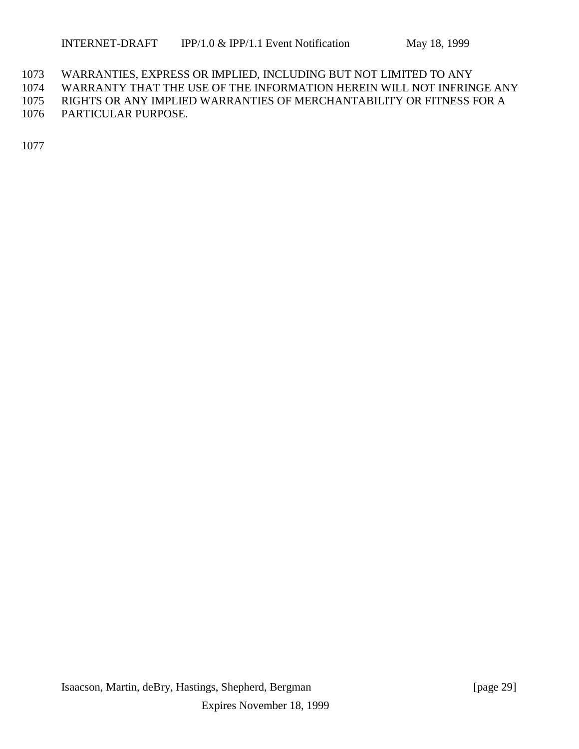WARRANTIES, EXPRESS OR IMPLIED, INCLUDING BUT NOT LIMITED TO ANY WARRANTY THAT THE USE OF THE INFORMATION HEREIN WILL NOT INFRINGE ANY RIGHTS OR ANY IMPLIED WARRANTIES OF MERCHANTABILITY OR FITNESS FOR A PARTICULAR PURPOSE.